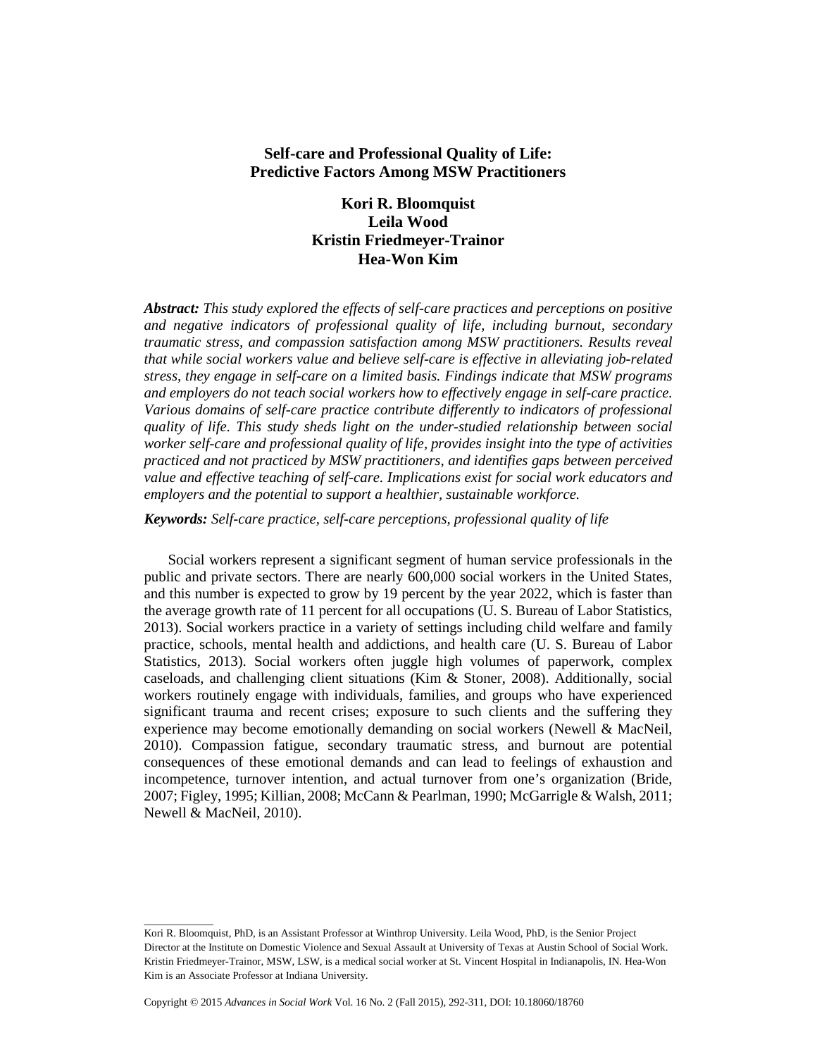# Self-care and Professional Quality of Life: Predictive Factors Among MSW Practitioners

**Kori R. Bloomquist**
**Leila Wood**
**Kristin Friedmeyer-Trainor**
**Hea-Won Kim**

***Abstract:*** *This study explored the effects of self-care practices and perceptions on positive and negative indicators of professional quality of life, including burnout, secondary traumatic stress, and compassion satisfaction among MSW practitioners. Results reveal that while social workers value and believe self-care is effective in alleviating job-related stress, they engage in self-care on a limited basis. Findings indicate that MSW programs and employers do not teach social workers how to effectively engage in self-care practice. Various domains of self-care practice contribute differently to indicators of professional quality of life. This study sheds light on the under-studied relationship between social worker self-care and professional quality of life, provides insight into the type of activities practiced and not practiced by MSW practitioners, and identifies gaps between perceived value and effective teaching of self-care. Implications exist for social work educators and employers and the potential to support a healthier, sustainable workforce.*

***Keywords:*** *Self-care practice, self-care perceptions, professional quality of life*

Social workers represent a significant segment of human service professionals in the public and private sectors. There are nearly 600,000 social workers in the United States, and this number is expected to grow by 19 percent by the year 2022, which is faster than the average growth rate of 11 percent for all occupations (U. S. Bureau of Labor Statistics, 2013). Social workers practice in a variety of settings including child welfare and family practice, schools, mental health and addictions, and health care (U. S. Bureau of Labor Statistics, 2013). Social workers often juggle high volumes of paperwork, complex caseloads, and challenging client situations (Kim & Stoner, 2008). Additionally, social workers routinely engage with individuals, families, and groups who have experienced significant trauma and recent crises; exposure to such clients and the suffering they experience may become emotionally demanding on social workers (Newell & MacNeil, 2010). Compassion fatigue, secondary traumatic stress, and burnout are potential consequences of these emotional demands and can lead to feelings of exhaustion and incompetence, turnover intention, and actual turnover from one's organization (Bride, 2007; Figley, 1995; Killian, 2008; McCann & Pearlman, 1990; McGarrigle & Walsh, 2011; Newell & MacNeil, 2010).

---

Kori R. Bloomquist, PhD, is an Assistant Professor at Winthrop University. Leila Wood, PhD, is the Senior Project Director at the Institute on Domestic Violence and Sexual Assault at University of Texas at Austin School of Social Work. Kristin Friedmeyer-Trainor, MSW, LSW, is a medical social worker at St. Vincent Hospital in Indianapolis, IN. Hea-Won Kim is an Associate Professor at Indiana University.

Copyright © 2015 *Advances in Social Work* Vol. 16 No. 2 (Fall 2015), 292-311, DOI: 10.18060/18760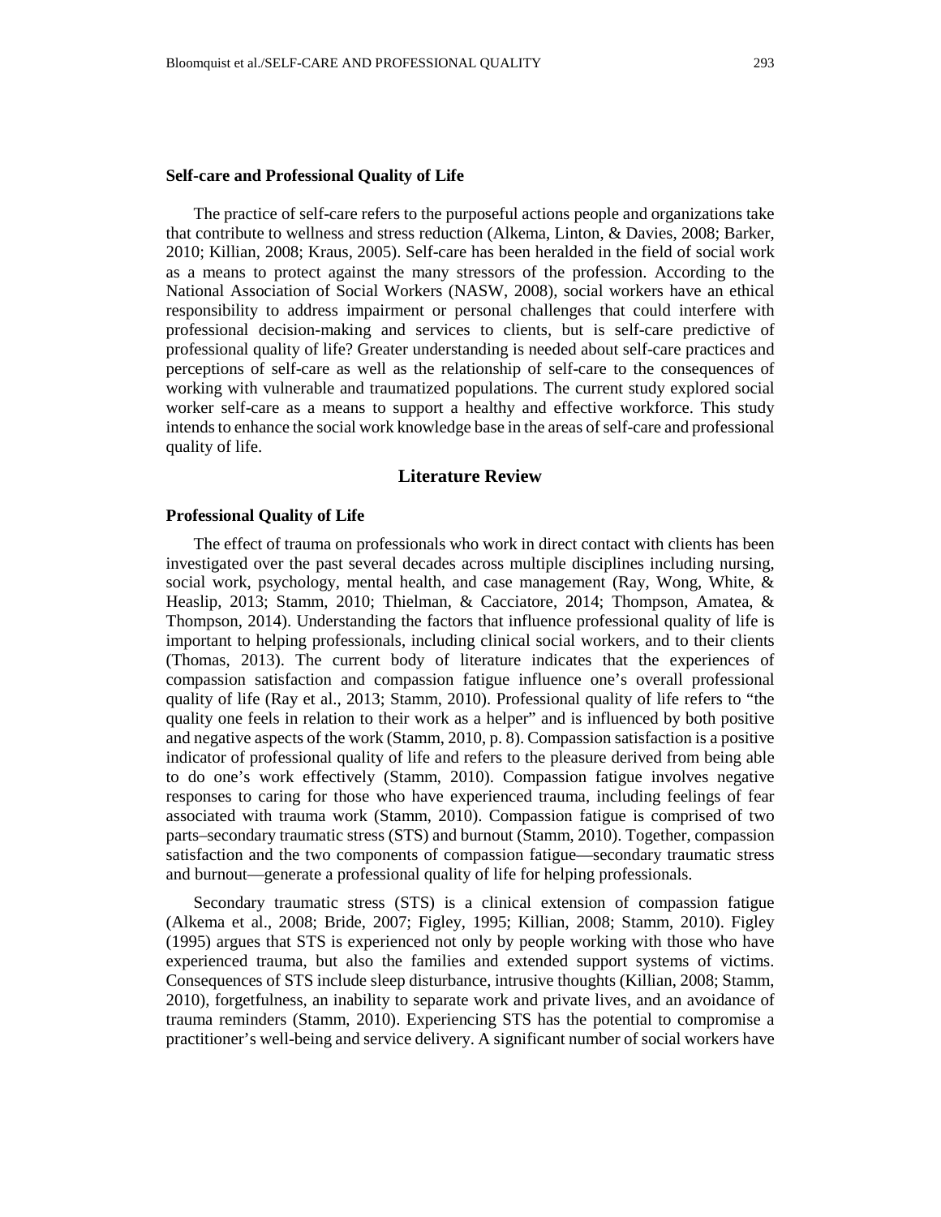### Self-care and Professional Quality of Life

The practice of self-care refers to the purposeful actions people and organizations take that contribute to wellness and stress reduction (Alkema, Linton, & Davies, 2008; Barker, 2010; Killian, 2008; Kraus, 2005). Self-care has been heralded in the field of social work as a means to protect against the many stressors of the profession. According to the National Association of Social Workers (NASW, 2008), social workers have an ethical responsibility to address impairment or personal challenges that could interfere with professional decision-making and services to clients, but is self-care predictive of professional quality of life? Greater understanding is needed about self-care practices and perceptions of self-care as well as the relationship of self-care to the consequences of working with vulnerable and traumatized populations. The current study explored social worker self-care as a means to support a healthy and effective workforce. This study intends to enhance the social work knowledge base in the areas of self-care and professional quality of life.

## Literature Review

### Professional Quality of Life

The effect of trauma on professionals who work in direct contact with clients has been investigated over the past several decades across multiple disciplines including nursing, social work, psychology, mental health, and case management (Ray, Wong, White, & Heaslip, 2013; Stamm, 2010; Thielman, & Cacciatore, 2014; Thompson, Amatea, & Thompson, 2014). Understanding the factors that influence professional quality of life is important to helping professionals, including clinical social workers, and to their clients (Thomas, 2013). The current body of literature indicates that the experiences of compassion satisfaction and compassion fatigue influence one's overall professional quality of life (Ray et al., 2013; Stamm, 2010). Professional quality of life refers to "the quality one feels in relation to their work as a helper" and is influenced by both positive and negative aspects of the work (Stamm, 2010, p. 8). Compassion satisfaction is a positive indicator of professional quality of life and refers to the pleasure derived from being able to do one's work effectively (Stamm, 2010). Compassion fatigue involves negative responses to caring for those who have experienced trauma, including feelings of fear associated with trauma work (Stamm, 2010). Compassion fatigue is comprised of two parts–secondary traumatic stress (STS) and burnout (Stamm, 2010). Together, compassion satisfaction and the two components of compassion fatigue—secondary traumatic stress and burnout—generate a professional quality of life for helping professionals.

Secondary traumatic stress (STS) is a clinical extension of compassion fatigue (Alkema et al., 2008; Bride, 2007; Figley, 1995; Killian, 2008; Stamm, 2010). Figley (1995) argues that STS is experienced not only by people working with those who have experienced trauma, but also the families and extended support systems of victims. Consequences of STS include sleep disturbance, intrusive thoughts (Killian, 2008; Stamm, 2010), forgetfulness, an inability to separate work and private lives, and an avoidance of trauma reminders (Stamm, 2010). Experiencing STS has the potential to compromise a practitioner's well-being and service delivery. A significant number of social workers have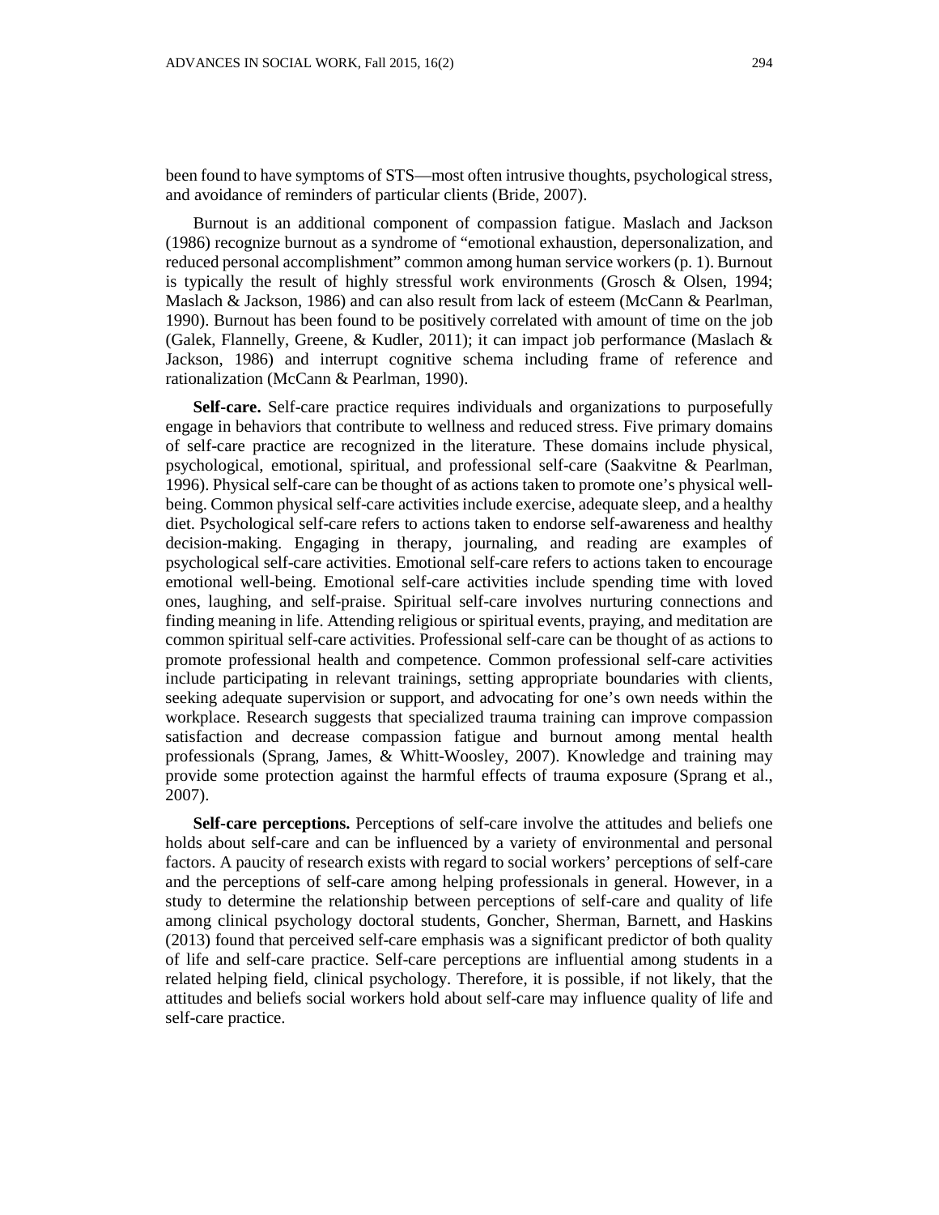been found to have symptoms of STS—most often intrusive thoughts, psychological stress, and avoidance of reminders of particular clients (Bride, 2007).

Burnout is an additional component of compassion fatigue. Maslach and Jackson (1986) recognize burnout as a syndrome of "emotional exhaustion, depersonalization, and reduced personal accomplishment" common among human service workers (p. 1). Burnout is typically the result of highly stressful work environments (Grosch & Olsen, 1994; Maslach & Jackson, 1986) and can also result from lack of esteem (McCann & Pearlman, 1990). Burnout has been found to be positively correlated with amount of time on the job (Galek, Flannelly, Greene, & Kudler, 2011); it can impact job performance (Maslach & Jackson, 1986) and interrupt cognitive schema including frame of reference and rationalization (McCann & Pearlman, 1990).

**Self-care.** Self-care practice requires individuals and organizations to purposefully engage in behaviors that contribute to wellness and reduced stress. Five primary domains of self-care practice are recognized in the literature. These domains include physical, psychological, emotional, spiritual, and professional self-care (Saakvitne & Pearlman, 1996). Physical self-care can be thought of as actions taken to promote one's physical well-being. Common physical self-care activities include exercise, adequate sleep, and a healthy diet. Psychological self-care refers to actions taken to endorse self-awareness and healthy decision-making. Engaging in therapy, journaling, and reading are examples of psychological self-care activities. Emotional self-care refers to actions taken to encourage emotional well-being. Emotional self-care activities include spending time with loved ones, laughing, and self-praise. Spiritual self-care involves nurturing connections and finding meaning in life. Attending religious or spiritual events, praying, and meditation are common spiritual self-care activities. Professional self-care can be thought of as actions to promote professional health and competence. Common professional self-care activities include participating in relevant trainings, setting appropriate boundaries with clients, seeking adequate supervision or support, and advocating for one's own needs within the workplace. Research suggests that specialized trauma training can improve compassion satisfaction and decrease compassion fatigue and burnout among mental health professionals (Sprang, James, & Whitt-Woosley, 2007). Knowledge and training may provide some protection against the harmful effects of trauma exposure (Sprang et al., 2007).

**Self-care perceptions.** Perceptions of self-care involve the attitudes and beliefs one holds about self-care and can be influenced by a variety of environmental and personal factors. A paucity of research exists with regard to social workers' perceptions of self-care and the perceptions of self-care among helping professionals in general. However, in a study to determine the relationship between perceptions of self-care and quality of life among clinical psychology doctoral students, Goncher, Sherman, Barnett, and Haskins (2013) found that perceived self-care emphasis was a significant predictor of both quality of life and self-care practice. Self-care perceptions are influential among students in a related helping field, clinical psychology. Therefore, it is possible, if not likely, that the attitudes and beliefs social workers hold about self-care may influence quality of life and self-care practice.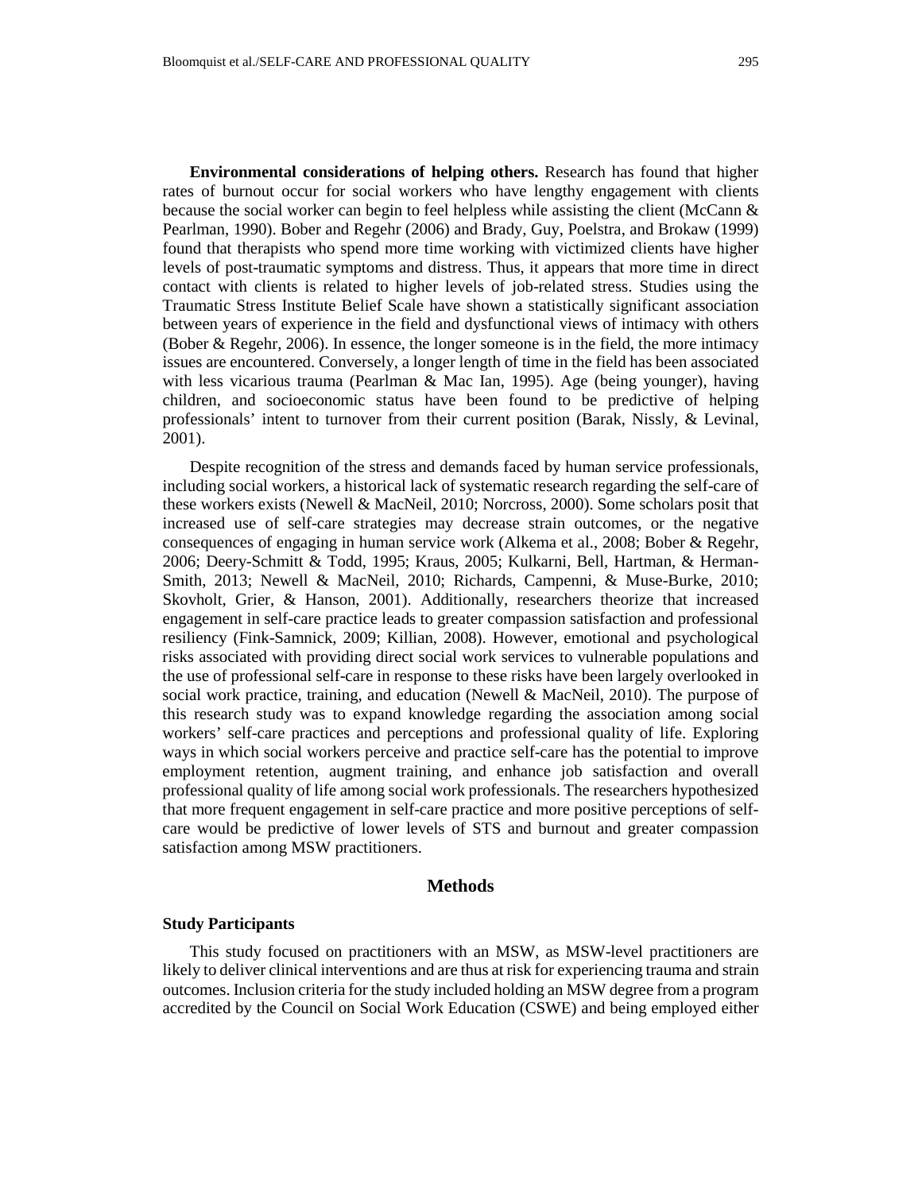**Environmental considerations of helping others.** Research has found that higher rates of burnout occur for social workers who have lengthy engagement with clients because the social worker can begin to feel helpless while assisting the client (McCann & Pearlman, 1990). Bober and Regehr (2006) and Brady, Guy, Poelstra, and Brokaw (1999) found that therapists who spend more time working with victimized clients have higher levels of post-traumatic symptoms and distress. Thus, it appears that more time in direct contact with clients is related to higher levels of job-related stress. Studies using the Traumatic Stress Institute Belief Scale have shown a statistically significant association between years of experience in the field and dysfunctional views of intimacy with others (Bober & Regehr, 2006). In essence, the longer someone is in the field, the more intimacy issues are encountered. Conversely, a longer length of time in the field has been associated with less vicarious trauma (Pearlman & Mac Ian, 1995). Age (being younger), having children, and socioeconomic status have been found to be predictive of helping professionals' intent to turnover from their current position (Barak, Nissly, & Levinal, 2001).

Despite recognition of the stress and demands faced by human service professionals, including social workers, a historical lack of systematic research regarding the self-care of these workers exists (Newell & MacNeil, 2010; Norcross, 2000). Some scholars posit that increased use of self-care strategies may decrease strain outcomes, or the negative consequences of engaging in human service work (Alkema et al., 2008; Bober & Regehr, 2006; Deery-Schmitt & Todd, 1995; Kraus, 2005; Kulkarni, Bell, Hartman, & Herman-Smith, 2013; Newell & MacNeil, 2010; Richards, Campenni, & Muse-Burke, 2010; Skovholt, Grier, & Hanson, 2001). Additionally, researchers theorize that increased engagement in self-care practice leads to greater compassion satisfaction and professional resiliency (Fink-Samnick, 2009; Killian, 2008). However, emotional and psychological risks associated with providing direct social work services to vulnerable populations and the use of professional self-care in response to these risks have been largely overlooked in social work practice, training, and education (Newell & MacNeil, 2010). The purpose of this research study was to expand knowledge regarding the association among social workers' self-care practices and perceptions and professional quality of life. Exploring ways in which social workers perceive and practice self-care has the potential to improve employment retention, augment training, and enhance job satisfaction and overall professional quality of life among social work professionals. The researchers hypothesized that more frequent engagement in self-care practice and more positive perceptions of self-care would be predictive of lower levels of STS and burnout and greater compassion satisfaction among MSW practitioners.

## Methods

### Study Participants

This study focused on practitioners with an MSW, as MSW-level practitioners are likely to deliver clinical interventions and are thus at risk for experiencing trauma and strain outcomes. Inclusion criteria for the study included holding an MSW degree from a program accredited by the Council on Social Work Education (CSWE) and being employed either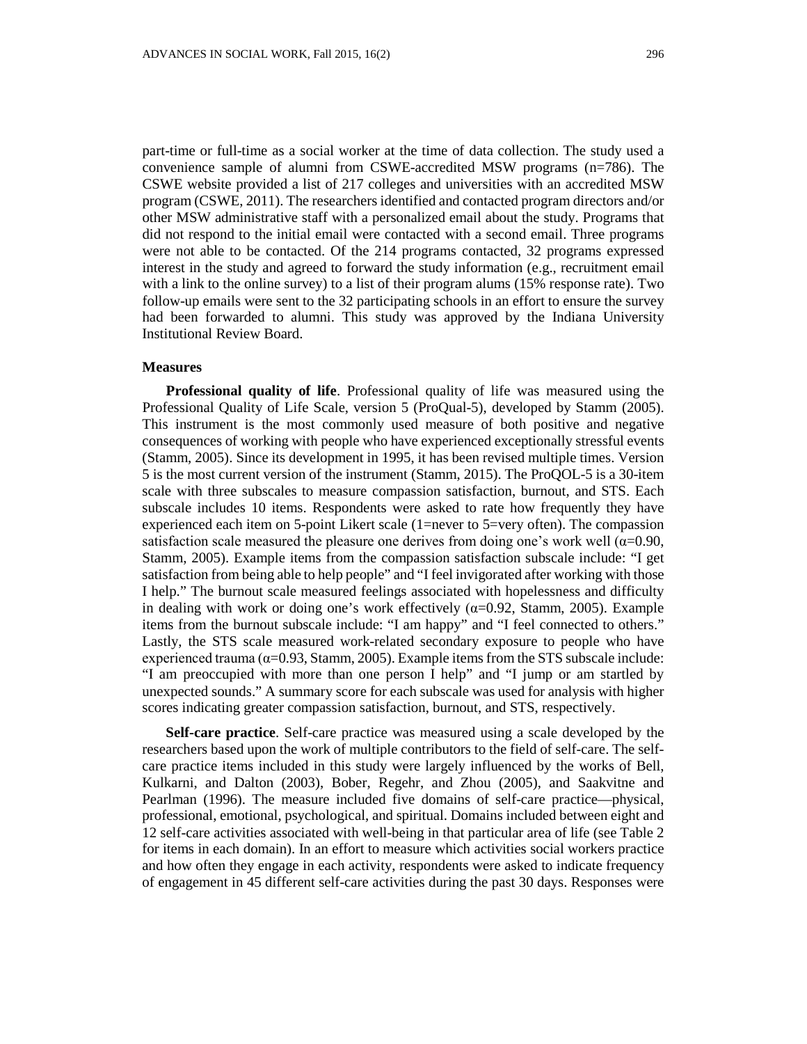part-time or full-time as a social worker at the time of data collection. The study used a convenience sample of alumni from CSWE-accredited MSW programs (n=786). The CSWE website provided a list of 217 colleges and universities with an accredited MSW program (CSWE, 2011). The researchers identified and contacted program directors and/or other MSW administrative staff with a personalized email about the study. Programs that did not respond to the initial email were contacted with a second email. Three programs were not able to be contacted. Of the 214 programs contacted, 32 programs expressed interest in the study and agreed to forward the study information (e.g., recruitment email with a link to the online survey) to a list of their program alums (15% response rate). Two follow-up emails were sent to the 32 participating schools in an effort to ensure the survey had been forwarded to alumni. This study was approved by the Indiana University Institutional Review Board.

### Measures

**Professional quality of life**. Professional quality of life was measured using the Professional Quality of Life Scale, version 5 (ProQual-5), developed by Stamm (2005). This instrument is the most commonly used measure of both positive and negative consequences of working with people who have experienced exceptionally stressful events (Stamm, 2005). Since its development in 1995, it has been revised multiple times. Version 5 is the most current version of the instrument (Stamm, 2015). The ProQOL-5 is a 30-item scale with three subscales to measure compassion satisfaction, burnout, and STS. Each subscale includes 10 items. Respondents were asked to rate how frequently they have experienced each item on 5-point Likert scale (1=never to 5=very often). The compassion satisfaction scale measured the pleasure one derives from doing one's work well ($\alpha$=0.90, Stamm, 2005). Example items from the compassion satisfaction subscale include: "I get satisfaction from being able to help people" and "I feel invigorated after working with those I help." The burnout scale measured feelings associated with hopelessness and difficulty in dealing with work or doing one's work effectively ($\alpha$=0.92, Stamm, 2005). Example items from the burnout subscale include: "I am happy" and "I feel connected to others." Lastly, the STS scale measured work-related secondary exposure to people who have experienced trauma ($\alpha$=0.93, Stamm, 2005). Example items from the STS subscale include: "I am preoccupied with more than one person I help" and "I jump or am startled by unexpected sounds." A summary score for each subscale was used for analysis with higher scores indicating greater compassion satisfaction, burnout, and STS, respectively.

**Self-care practice**. Self-care practice was measured using a scale developed by the researchers based upon the work of multiple contributors to the field of self-care. The self-care practice items included in this study were largely influenced by the works of Bell, Kulkarni, and Dalton (2003), Bober, Regehr, and Zhou (2005), and Saakvitne and Pearlman (1996). The measure included five domains of self-care practice—physical, professional, emotional, psychological, and spiritual. Domains included between eight and 12 self-care activities associated with well-being in that particular area of life (see Table 2 for items in each domain). In an effort to measure which activities social workers practice and how often they engage in each activity, respondents were asked to indicate frequency of engagement in 45 different self-care activities during the past 30 days. Responses were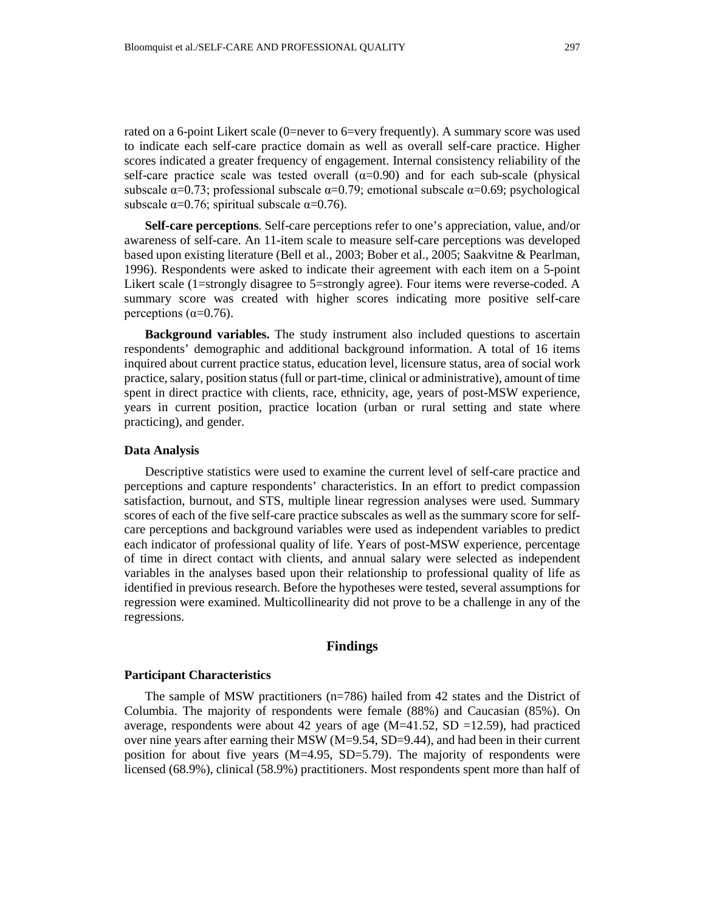rated on a 6-point Likert scale (0=never to 6=very frequently). A summary score was used to indicate each self-care practice domain as well as overall self-care practice. Higher scores indicated a greater frequency of engagement. Internal consistency reliability of the self-care practice scale was tested overall ($\alpha$=0.90) and for each sub-scale (physical subscale $\alpha$=0.73; professional subscale $\alpha$=0.79; emotional subscale $\alpha$=0.69; psychological subscale $\alpha$=0.76; spiritual subscale $\alpha$=0.76).

**Self-care perceptions**. Self-care perceptions refer to one's appreciation, value, and/or awareness of self-care. An 11-item scale to measure self-care perceptions was developed based upon existing literature (Bell et al., 2003; Bober et al., 2005; Saakvitne & Pearlman, 1996). Respondents were asked to indicate their agreement with each item on a 5-point Likert scale (1=strongly disagree to 5=strongly agree). Four items were reverse-coded. A summary score was created with higher scores indicating more positive self-care perceptions ($\alpha$=0.76).

**Background variables.** The study instrument also included questions to ascertain respondents' demographic and additional background information. A total of 16 items inquired about current practice status, education level, licensure status, area of social work practice, salary, position status (full or part-time, clinical or administrative), amount of time spent in direct practice with clients, race, ethnicity, age, years of post-MSW experience, years in current position, practice location (urban or rural setting and state where practicing), and gender.

### Data Analysis

Descriptive statistics were used to examine the current level of self-care practice and perceptions and capture respondents' characteristics. In an effort to predict compassion satisfaction, burnout, and STS, multiple linear regression analyses were used. Summary scores of each of the five self-care practice subscales as well as the summary score for self-care perceptions and background variables were used as independent variables to predict each indicator of professional quality of life. Years of post-MSW experience, percentage of time in direct contact with clients, and annual salary were selected as independent variables in the analyses based upon their relationship to professional quality of life as identified in previous research. Before the hypotheses were tested, several assumptions for regression were examined. Multicollinearity did not prove to be a challenge in any of the regressions.

## Findings

### Participant Characteristics

The sample of MSW practitioners (n=786) hailed from 42 states and the District of Columbia. The majority of respondents were female (88%) and Caucasian (85%). On average, respondents were about 42 years of age (M=41.52, SD =12.59), had practiced over nine years after earning their MSW (M=9.54, SD=9.44), and had been in their current position for about five years (M=4.95, SD=5.79). The majority of respondents were licensed (68.9%), clinical (58.9%) practitioners. Most respondents spent more than half of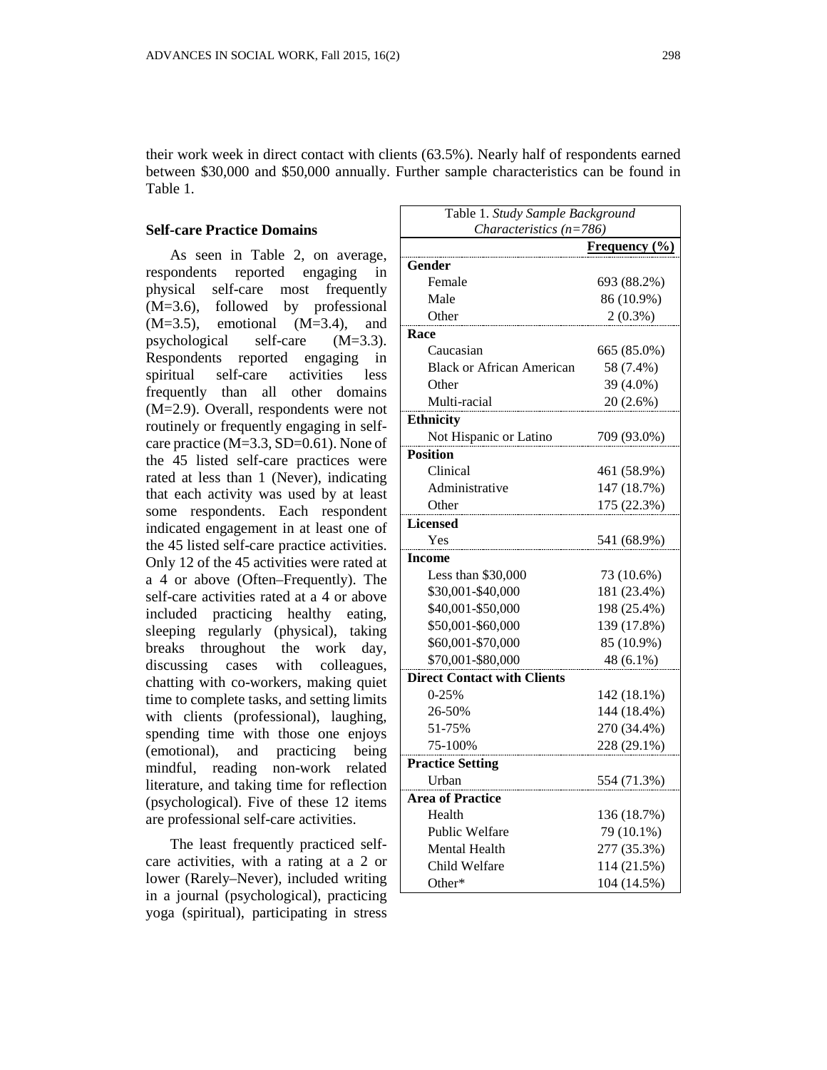their work week in direct contact with clients (63.5%). Nearly half of respondents earned between $30,000 and $50,000 annually. Further sample characteristics can be found in Table 1.

Table 1. *Study Sample Background Characteristics (n=786)*

| | Frequency (%) |
|---|---|
| **Gender** | |
| Female | 693 (88.2%) |
| Male | 86 (10.9%) |
| Other | 2 (0.3%) |
| **Race** | |
| Caucasian | 665 (85.0%) |
| Black or African American | 58 (7.4%) |
| Other | 39 (4.0%) |
| Multi-racial | 20 (2.6%) |
| **Ethnicity** | |
| Not Hispanic or Latino | 709 (93.0%) |
| **Position** | |
| Clinical | 461 (58.9%) |
| Administrative | 147 (18.7%) |
| Other | 175 (22.3%) |
| **Licensed** | |
| Yes | 541 (68.9%) |
| **Income** | |
| Less than $30,000 | 73 (10.6%) |
| $30,001-$40,000 | 181 (23.4%) |
| $40,001-$50,000 | 198 (25.4%) |
| $50,001-$60,000 | 139 (17.8%) |
| $60,001-$70,000 | 85 (10.9%) |
| $70,001-$80,000 | 48 (6.1%) |
| **Direct Contact with Clients** | |
| 0-25% | 142 (18.1%) |
| 26-50% | 144 (18.4%) |
| 51-75% | 270 (34.4%) |
| 75-100% | 228 (29.1%) |
| **Practice Setting** | |
| Urban | 554 (71.3%) |
| **Area of Practice** | |
| Health | 136 (18.7%) |
| Public Welfare | 79 (10.1%) |
| Mental Health | 277 (35.3%) |
| Child Welfare | 114 (21.5%) |
| Other* | 104 (14.5%) |

## Self-care Practice Domains

As seen in Table 2, on average, respondents reported engaging in physical self-care most frequently (M=3.6), followed by professional (M=3.5), emotional (M=3.4), and psychological self-care (M=3.3). Respondents reported engaging in spiritual self-care activities less frequently than all other domains (M=2.9). Overall, respondents were not routinely or frequently engaging in self-care practice (M=3.3, SD=0.61). None of the 45 listed self-care practices were rated at less than 1 (Never), indicating that each activity was used by at least some respondents. Each respondent indicated engagement in at least one of the 45 listed self-care practice activities. Only 12 of the 45 activities were rated at a 4 or above (Often–Frequently). The self-care activities rated at a 4 or above included practicing healthy eating, sleeping regularly (physical), taking breaks throughout the work day, discussing cases with colleagues, chatting with co-workers, making quiet time to complete tasks, and setting limits with clients (professional), laughing, spending time with those one enjoys (emotional), and practicing being mindful, reading non-work related literature, and taking time for reflection (psychological). Five of these 12 items are professional self-care activities.

The least frequently practiced self-care activities, with a rating at a 2 or lower (Rarely–Never), included writing in a journal (psychological), practicing yoga (spiritual), participating in stress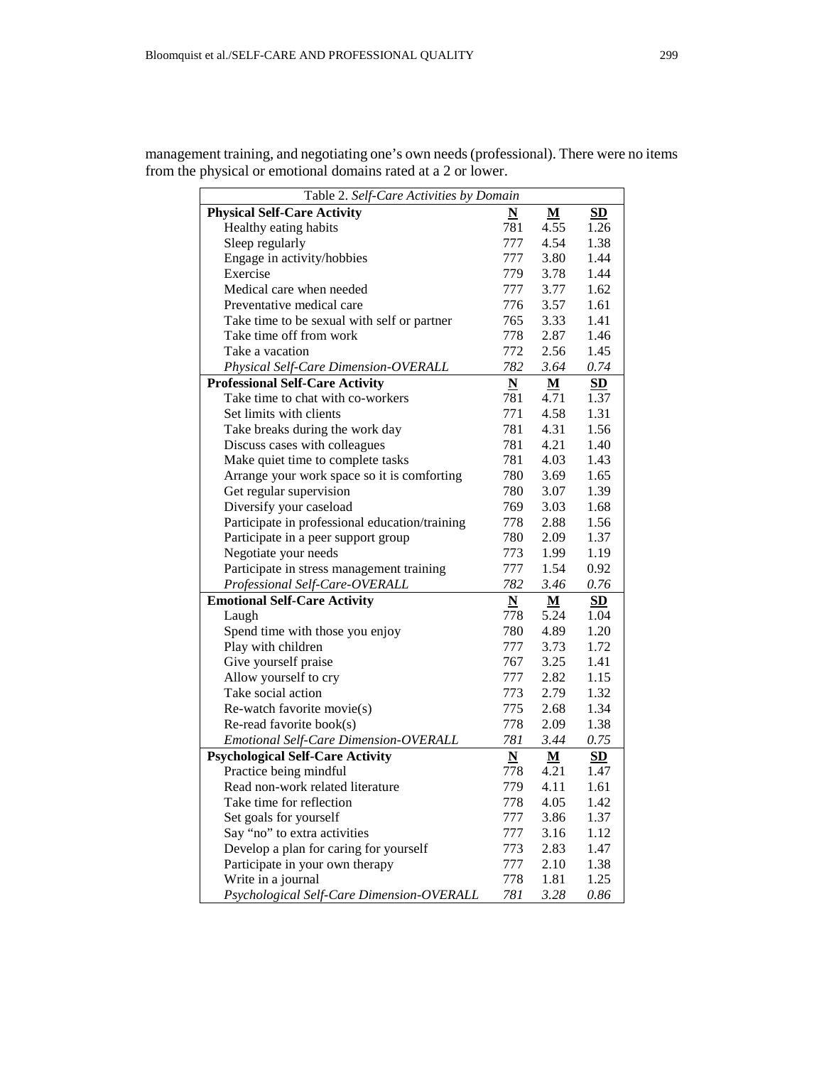management training, and negotiating one's own needs (professional). There were no items from the physical or emotional domains rated at a 2 or lower.

Table 2. *Self-Care Activities by Domain*

| **Physical Self-Care Activity** | **N** | **M** | **SD** |
|---|---|---|---|
| Healthy eating habits | 781 | 4.55 | 1.26 |
| Sleep regularly | 777 | 4.54 | 1.38 |
| Engage in activity/hobbies | 777 | 3.80 | 1.44 |
| Exercise | 779 | 3.78 | 1.44 |
| Medical care when needed | 777 | 3.77 | 1.62 |
| Preventative medical care | 776 | 3.57 | 1.61 |
| Take time to be sexual with self or partner | 765 | 3.33 | 1.41 |
| Take time off from work | 778 | 2.87 | 1.46 |
| Take a vacation | 772 | 2.56 | 1.45 |
| *Physical Self-Care Dimension-OVERALL* | *782* | *3.64* | *0.74* |
| **Professional Self-Care Activity** | **N** | **M** | **SD** |
| Take time to chat with co-workers | 781 | 4.71 | 1.37 |
| Set limits with clients | 771 | 4.58 | 1.31 |
| Take breaks during the work day | 781 | 4.31 | 1.56 |
| Discuss cases with colleagues | 781 | 4.21 | 1.40 |
| Make quiet time to complete tasks | 781 | 4.03 | 1.43 |
| Arrange your work space so it is comforting | 780 | 3.69 | 1.65 |
| Get regular supervision | 780 | 3.07 | 1.39 |
| Diversify your caseload | 769 | 3.03 | 1.68 |
| Participate in professional education/training | 778 | 2.88 | 1.56 |
| Participate in a peer support group | 780 | 2.09 | 1.37 |
| Negotiate your needs | 773 | 1.99 | 1.19 |
| Participate in stress management training | 777 | 1.54 | 0.92 |
| *Professional Self-Care-OVERALL* | *782* | *3.46* | *0.76* |
| **Emotional Self-Care Activity** | **N** | **M** | **SD** |
| Laugh | 778 | 5.24 | 1.04 |
| Spend time with those you enjoy | 780 | 4.89 | 1.20 |
| Play with children | 777 | 3.73 | 1.72 |
| Give yourself praise | 767 | 3.25 | 1.41 |
| Allow yourself to cry | 777 | 2.82 | 1.15 |
| Take social action | 773 | 2.79 | 1.32 |
| Re-watch favorite movie(s) | 775 | 2.68 | 1.34 |
| Re-read favorite book(s) | 778 | 2.09 | 1.38 |
| *Emotional Self-Care Dimension-OVERALL* | *781* | *3.44* | *0.75* |
| **Psychological Self-Care Activity** | **N** | **M** | **SD** |
| Practice being mindful | 778 | 4.21 | 1.47 |
| Read non-work related literature | 779 | 4.11 | 1.61 |
| Take time for reflection | 778 | 4.05 | 1.42 |
| Set goals for yourself | 777 | 3.86 | 1.37 |
| Say "no" to extra activities | 777 | 3.16 | 1.12 |
| Develop a plan for caring for yourself | 773 | 2.83 | 1.47 |
| Participate in your own therapy | 777 | 2.10 | 1.38 |
| Write in a journal | 778 | 1.81 | 1.25 |
| *Psychological Self-Care Dimension-OVERALL* | *781* | *3.28* | *0.86* |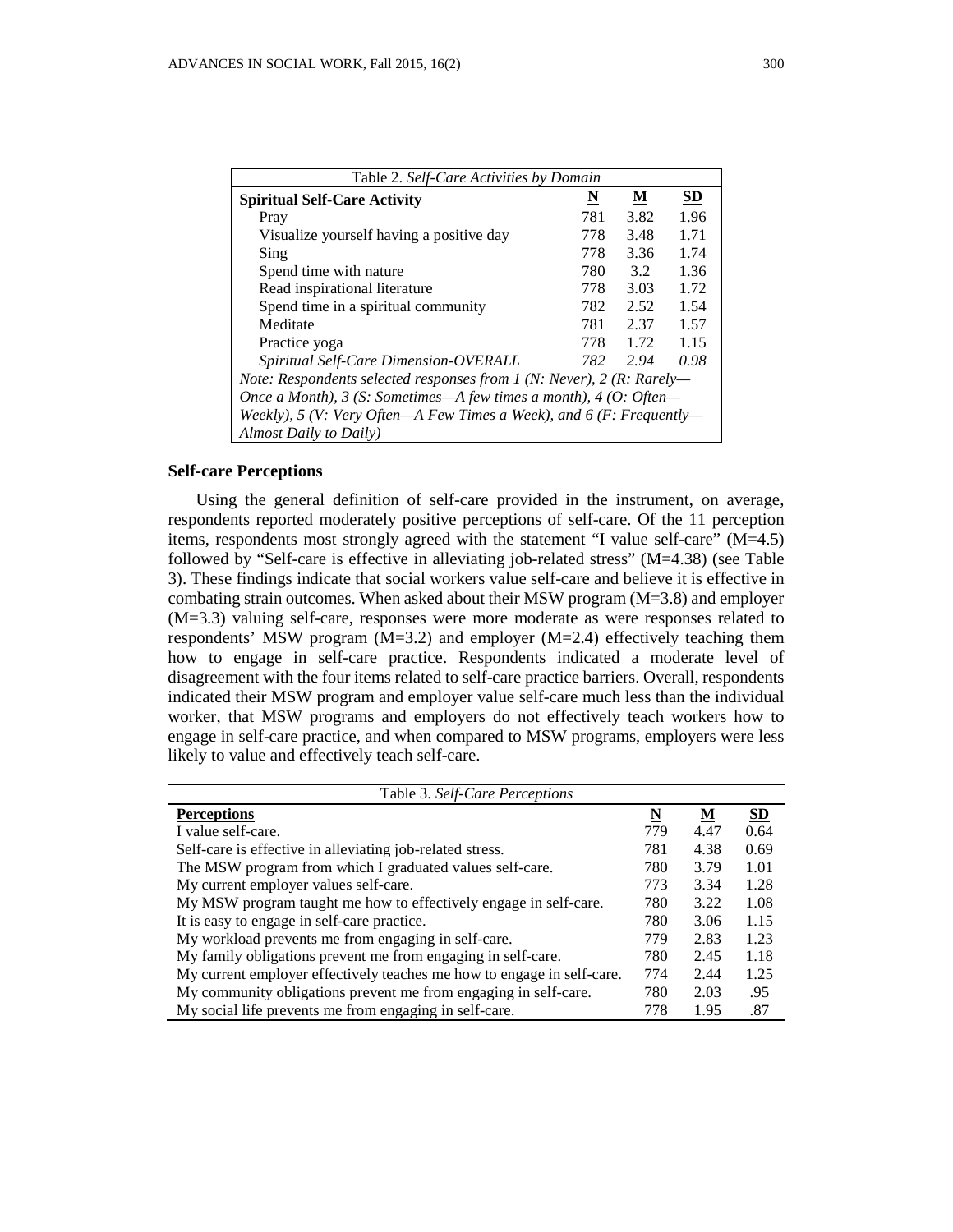| Table 2. *Self-Care Activities by Domain* | | | |
|---|---|---|---|
| **Spiritual Self-Care Activity** | **N** | **M** | **SD** |
| Pray | 781 | 3.82 | 1.96 |
| Visualize yourself having a positive day | 778 | 3.48 | 1.71 |
| Sing | 778 | 3.36 | 1.74 |
| Spend time with nature | 780 | 3.2 | 1.36 |
| Read inspirational literature | 778 | 3.03 | 1.72 |
| Spend time in a spiritual community | 782 | 2.52 | 1.54 |
| Meditate | 781 | 2.37 | 1.57 |
| Practice yoga | 778 | 1.72 | 1.15 |
| *Spiritual Self-Care Dimension-OVERALL* | *782* | *2.94* | *0.98* |

*Note: Respondents selected responses from 1 (N: Never), 2 (R: Rarely—Once a Month), 3 (S: Sometimes—A few times a month), 4 (O: Often—Weekly), 5 (V: Very Often—A Few Times a Week), and 6 (F: Frequently—Almost Daily to Daily)*

### Self-care Perceptions

Using the general definition of self-care provided in the instrument, on average, respondents reported moderately positive perceptions of self-care. Of the 11 perception items, respondents most strongly agreed with the statement "I value self-care" (M=4.5) followed by "Self-care is effective in alleviating job-related stress" (M=4.38) (see Table 3). These findings indicate that social workers value self-care and believe it is effective in combating strain outcomes. When asked about their MSW program (M=3.8) and employer (M=3.3) valuing self-care, responses were more moderate as were responses related to respondents' MSW program (M=3.2) and employer (M=2.4) effectively teaching them how to engage in self-care practice. Respondents indicated a moderate level of disagreement with the four items related to self-care practice barriers. Overall, respondents indicated their MSW program and employer value self-care much less than the individual worker, that MSW programs and employers do not effectively teach workers how to engage in self-care practice, and when compared to MSW programs, employers were less likely to value and effectively teach self-care.

| Table 3. *Self-Care Perceptions* | | | |
|---|---|---|---|
| **Perceptions** | **N** | **M** | **SD** |
| I value self-care. | 779 | 4.47 | 0.64 |
| Self-care is effective in alleviating job-related stress. | 781 | 4.38 | 0.69 |
| The MSW program from which I graduated values self-care. | 780 | 3.79 | 1.01 |
| My current employer values self-care. | 773 | 3.34 | 1.28 |
| My MSW program taught me how to effectively engage in self-care. | 780 | 3.22 | 1.08 |
| It is easy to engage in self-care practice. | 780 | 3.06 | 1.15 |
| My workload prevents me from engaging in self-care. | 779 | 2.83 | 1.23 |
| My family obligations prevent me from engaging in self-care. | 780 | 2.45 | 1.18 |
| My current employer effectively teaches me how to engage in self-care. | 774 | 2.44 | 1.25 |
| My community obligations prevent me from engaging in self-care. | 780 | 2.03 | .95 |
| My social life prevents me from engaging in self-care. | 778 | 1.95 | .87 |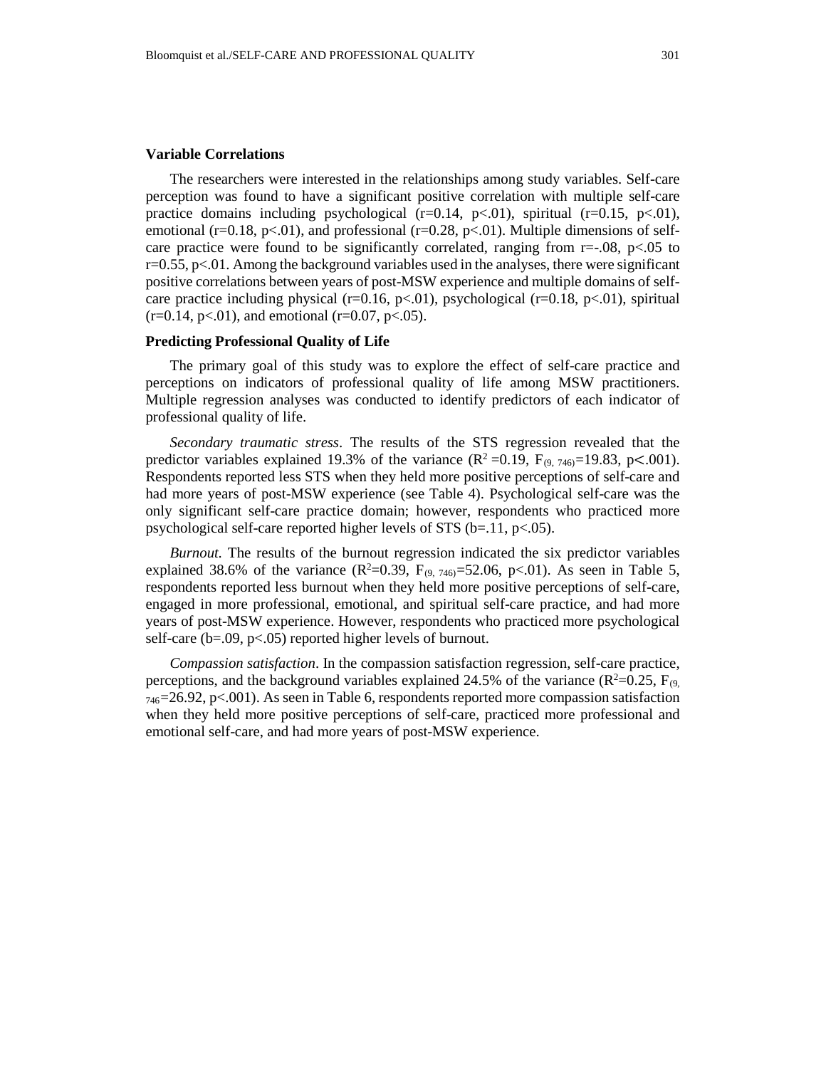### Variable Correlations

The researchers were interested in the relationships among study variables. Self-care perception was found to have a significant positive correlation with multiple self-care practice domains including psychological ($r=0.14$, $p<.01$), spiritual ($r=0.15$, $p<.01$), emotional ($r=0.18$, $p<.01$), and professional ($r=0.28$, $p<.01$). Multiple dimensions of self-care practice were found to be significantly correlated, ranging from $r=-.08$, $p<.05$ to $r=0.55$, $p<.01$. Among the background variables used in the analyses, there were significant positive correlations between years of post-MSW experience and multiple domains of self-care practice including physical ($r=0.16$, $p<.01$), psychological ($r=0.18$, $p<.01$), spiritual ($r=0.14$, $p<.01$), and emotional ($r=0.07$, $p<.05$).

### Predicting Professional Quality of Life

The primary goal of this study was to explore the effect of self-care practice and perceptions on indicators of professional quality of life among MSW practitioners. Multiple regression analyses was conducted to identify predictors of each indicator of professional quality of life.

*Secondary traumatic stress*. The results of the STS regression revealed that the predictor variables explained 19.3% of the variance ($R^2=0.19$, $F_{(9, 746)}=19.83$, $p<.001$). Respondents reported less STS when they held more positive perceptions of self-care and had more years of post-MSW experience (see Table 4). Psychological self-care was the only significant self-care practice domain; however, respondents who practiced more psychological self-care reported higher levels of STS ($b=.11$, $p<.05$).

*Burnout*. The results of the burnout regression indicated the six predictor variables explained 38.6% of the variance ($R^2=0.39$, $F_{(9, 746)}=52.06$, $p<.01$). As seen in Table 5, respondents reported less burnout when they held more positive perceptions of self-care, engaged in more professional, emotional, and spiritual self-care practice, and had more years of post-MSW experience. However, respondents who practiced more psychological self-care ($b=.09$, $p<.05$) reported higher levels of burnout.

*Compassion satisfaction*. In the compassion satisfaction regression, self-care practice, perceptions, and the background variables explained 24.5% of the variance ($R^2=0.25$, $F_{(9, 746}=26.92$, $p<.001$). As seen in Table 6, respondents reported more compassion satisfaction when they held more positive perceptions of self-care, practiced more professional and emotional self-care, and had more years of post-MSW experience.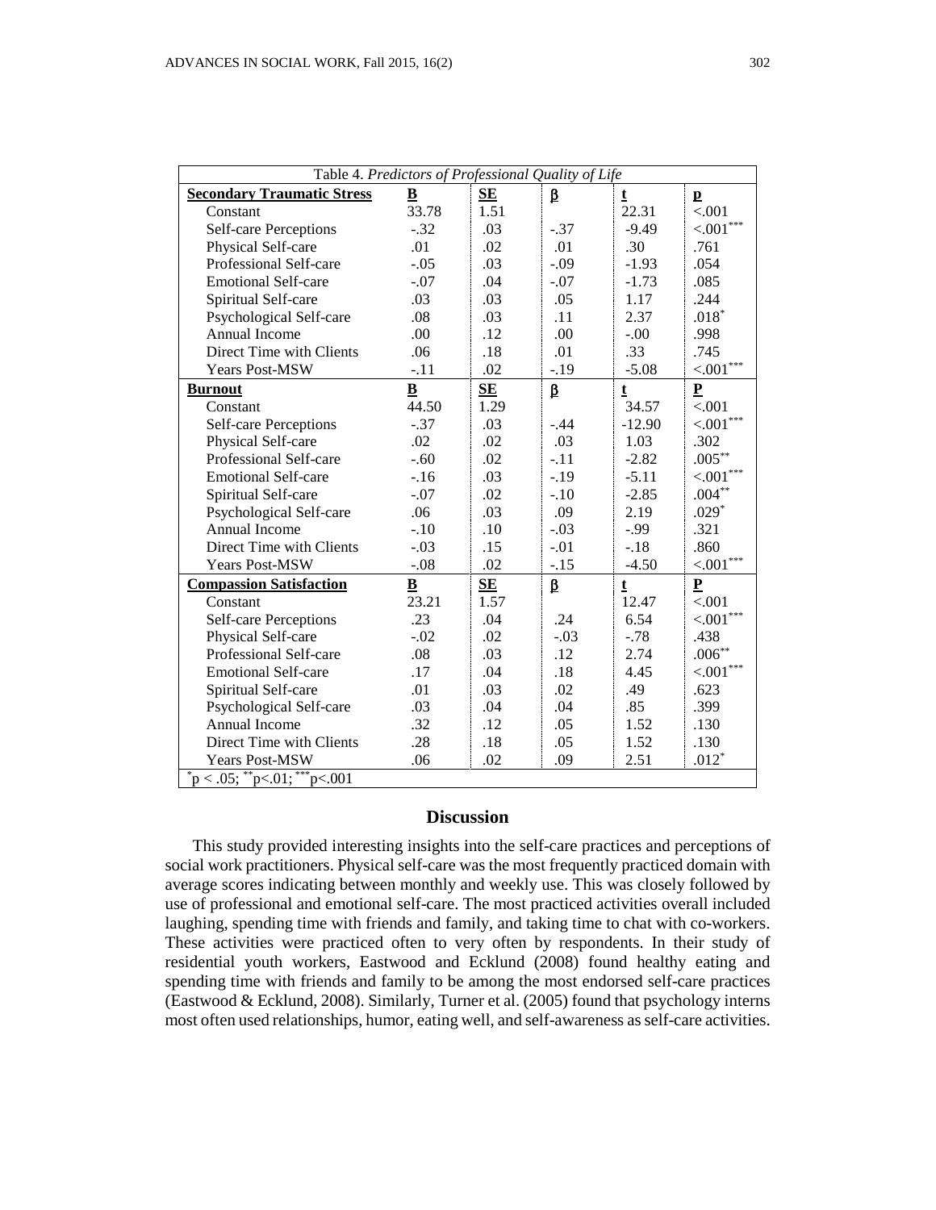Table 4. *Predictors of Professional Quality of Life*

| **Secondary Traumatic Stress** | **B** | **SE** | **β** | **t** | **p** |
|---|---|---|---|---|---|
| Constant | 33.78 | 1.51 | | 22.31 | <.001 |
| Self-care Perceptions | -.32 | .03 | -.37 | -9.49 | <.001*** |
| Physical Self-care | .01 | .02 | .01 | .30 | .761 |
| Professional Self-care | -.05 | .03 | -.09 | -1.93 | .054 |
| Emotional Self-care | -.07 | .04 | -.07 | -1.73 | .085 |
| Spiritual Self-care | .03 | .03 | .05 | 1.17 | .244 |
| Psychological Self-care | .08 | .03 | .11 | 2.37 | .018* |
| Annual Income | .00 | .12 | .00 | -.00 | .998 |
| Direct Time with Clients | .06 | .18 | .01 | .33 | .745 |
| Years Post-MSW | -.11 | .02 | -.19 | -5.08 | <.001*** |
| **Burnout** | **B** | **SE** | **β** | **t** | **P** |
| Constant | 44.50 | 1.29 | | 34.57 | <.001 |
| Self-care Perceptions | -.37 | .03 | -.44 | -12.90 | <.001*** |
| Physical Self-care | .02 | .02 | .03 | 1.03 | .302 |
| Professional Self-care | -.60 | .02 | -.11 | -2.82 | .005** |
| Emotional Self-care | -.16 | .03 | -.19 | -5.11 | <.001*** |
| Spiritual Self-care | -.07 | .02 | -.10 | -2.85 | .004** |
| Psychological Self-care | .06 | .03 | .09 | 2.19 | .029* |
| Annual Income | -.10 | .10 | -.03 | -.99 | .321 |
| Direct Time with Clients | -.03 | .15 | -.01 | -.18 | .860 |
| Years Post-MSW | -.08 | .02 | -.15 | -4.50 | <.001*** |
| **Compassion Satisfaction** | **B** | **SE** | **β** | **t** | **P** |
| Constant | 23.21 | 1.57 | | 12.47 | <.001 |
| Self-care Perceptions | .23 | .04 | .24 | 6.54 | <.001*** |
| Physical Self-care | -.02 | .02 | -.03 | -.78 | .438 |
| Professional Self-care | .08 | .03 | .12 | 2.74 | .006** |
| Emotional Self-care | .17 | .04 | .18 | 4.45 | <.001*** |
| Spiritual Self-care | .01 | .03 | .02 | .49 | .623 |
| Psychological Self-care | .03 | .04 | .04 | .85 | .399 |
| Annual Income | .32 | .12 | .05 | 1.52 | .130 |
| Direct Time with Clients | .28 | .18 | .05 | 1.52 | .130 |
| Years Post-MSW | .06 | .02 | .09 | 2.51 | .012* |

*p < .05; **p<.01; ***p<.001

## Discussion

This study provided interesting insights into the self-care practices and perceptions of social work practitioners. Physical self-care was the most frequently practiced domain with average scores indicating between monthly and weekly use. This was closely followed by use of professional and emotional self-care. The most practiced activities overall included laughing, spending time with friends and family, and taking time to chat with co-workers. These activities were practiced often to very often by respondents. In their study of residential youth workers, Eastwood and Ecklund (2008) found healthy eating and spending time with friends and family to be among the most endorsed self-care practices (Eastwood & Ecklund, 2008). Similarly, Turner et al. (2005) found that psychology interns most often used relationships, humor, eating well, and self-awareness as self-care activities.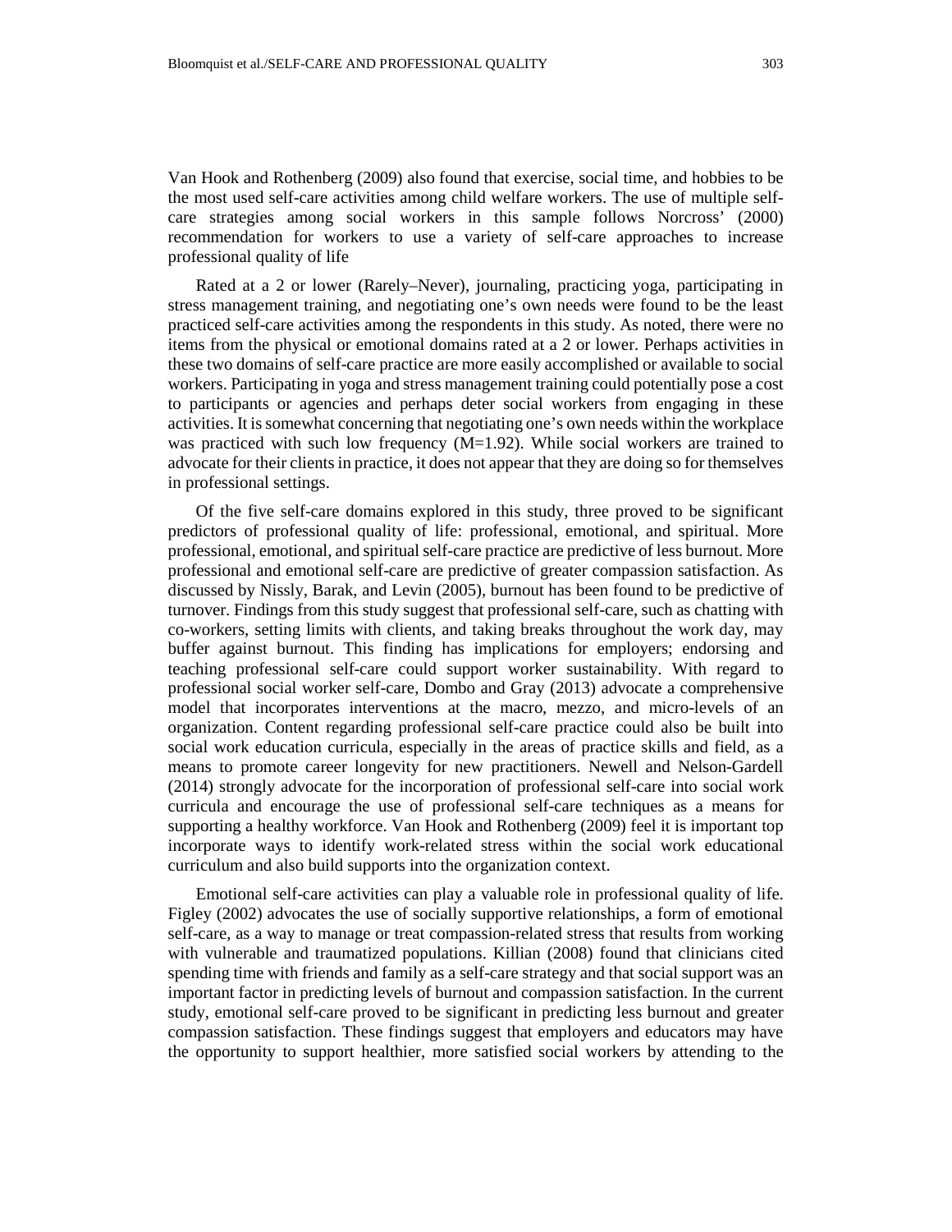Van Hook and Rothenberg (2009) also found that exercise, social time, and hobbies to be the most used self-care activities among child welfare workers. The use of multiple self-care strategies among social workers in this sample follows Norcross' (2000) recommendation for workers to use a variety of self-care approaches to increase professional quality of life

Rated at a 2 or lower (Rarely–Never), journaling, practicing yoga, participating in stress management training, and negotiating one's own needs were found to be the least practiced self-care activities among the respondents in this study. As noted, there were no items from the physical or emotional domains rated at a 2 or lower. Perhaps activities in these two domains of self-care practice are more easily accomplished or available to social workers. Participating in yoga and stress management training could potentially pose a cost to participants or agencies and perhaps deter social workers from engaging in these activities. It is somewhat concerning that negotiating one's own needs within the workplace was practiced with such low frequency (M=1.92). While social workers are trained to advocate for their clients in practice, it does not appear that they are doing so for themselves in professional settings.

Of the five self-care domains explored in this study, three proved to be significant predictors of professional quality of life: professional, emotional, and spiritual. More professional, emotional, and spiritual self-care practice are predictive of less burnout. More professional and emotional self-care are predictive of greater compassion satisfaction. As discussed by Nissly, Barak, and Levin (2005), burnout has been found to be predictive of turnover. Findings from this study suggest that professional self-care, such as chatting with co-workers, setting limits with clients, and taking breaks throughout the work day, may buffer against burnout. This finding has implications for employers; endorsing and teaching professional self-care could support worker sustainability. With regard to professional social worker self-care, Dombo and Gray (2013) advocate a comprehensive model that incorporates interventions at the macro, mezzo, and micro-levels of an organization. Content regarding professional self-care practice could also be built into social work education curricula, especially in the areas of practice skills and field, as a means to promote career longevity for new practitioners. Newell and Nelson-Gardell (2014) strongly advocate for the incorporation of professional self-care into social work curricula and encourage the use of professional self-care techniques as a means for supporting a healthy workforce. Van Hook and Rothenberg (2009) feel it is important top incorporate ways to identify work-related stress within the social work educational curriculum and also build supports into the organization context.

Emotional self-care activities can play a valuable role in professional quality of life. Figley (2002) advocates the use of socially supportive relationships, a form of emotional self-care, as a way to manage or treat compassion-related stress that results from working with vulnerable and traumatized populations. Killian (2008) found that clinicians cited spending time with friends and family as a self-care strategy and that social support was an important factor in predicting levels of burnout and compassion satisfaction. In the current study, emotional self-care proved to be significant in predicting less burnout and greater compassion satisfaction. These findings suggest that employers and educators may have the opportunity to support healthier, more satisfied social workers by attending to the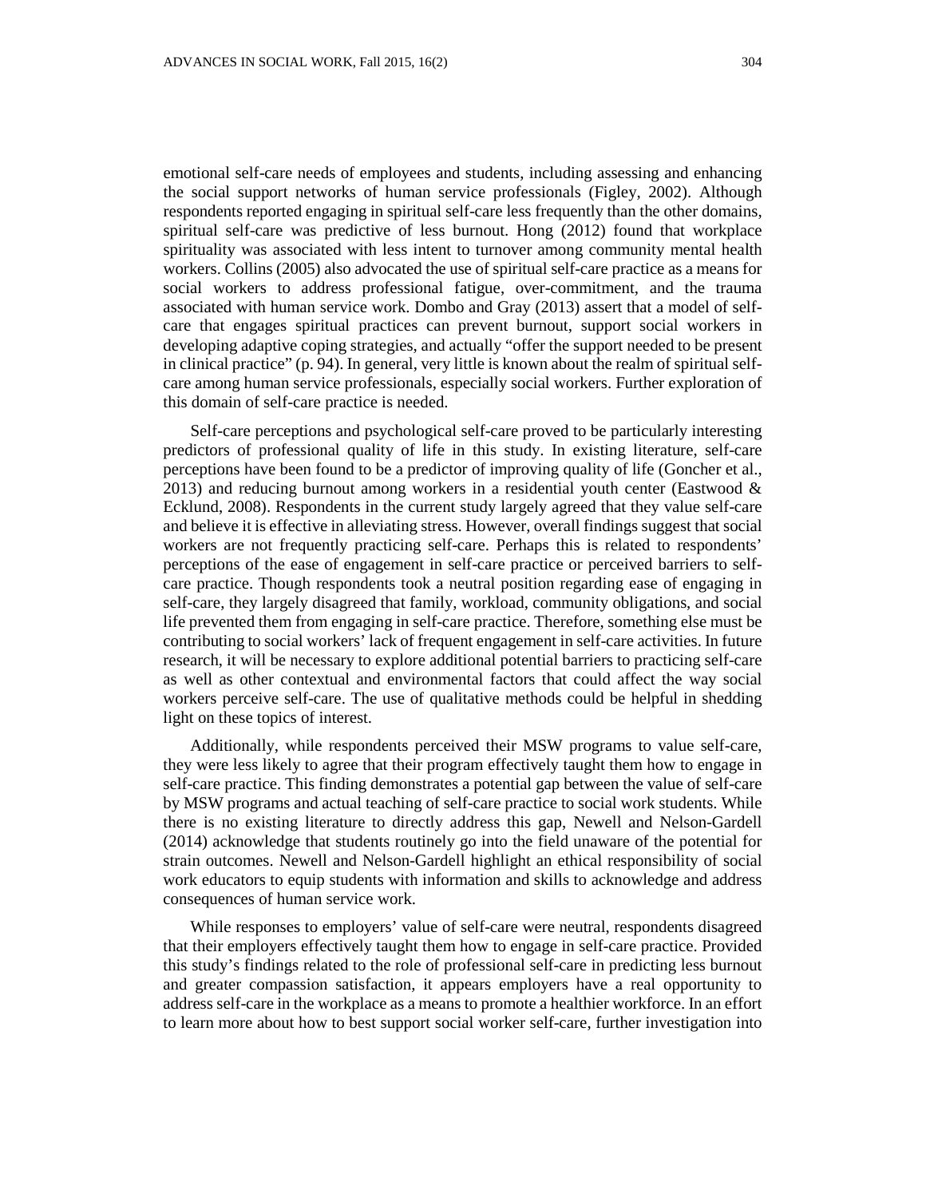emotional self-care needs of employees and students, including assessing and enhancing the social support networks of human service professionals (Figley, 2002). Although respondents reported engaging in spiritual self-care less frequently than the other domains, spiritual self-care was predictive of less burnout. Hong (2012) found that workplace spirituality was associated with less intent to turnover among community mental health workers. Collins (2005) also advocated the use of spiritual self-care practice as a means for social workers to address professional fatigue, over-commitment, and the trauma associated with human service work. Dombo and Gray (2013) assert that a model of self-care that engages spiritual practices can prevent burnout, support social workers in developing adaptive coping strategies, and actually "offer the support needed to be present in clinical practice" (p. 94). In general, very little is known about the realm of spiritual self-care among human service professionals, especially social workers. Further exploration of this domain of self-care practice is needed.

Self-care perceptions and psychological self-care proved to be particularly interesting predictors of professional quality of life in this study. In existing literature, self-care perceptions have been found to be a predictor of improving quality of life (Goncher et al., 2013) and reducing burnout among workers in a residential youth center (Eastwood & Ecklund, 2008). Respondents in the current study largely agreed that they value self-care and believe it is effective in alleviating stress. However, overall findings suggest that social workers are not frequently practicing self-care. Perhaps this is related to respondents' perceptions of the ease of engagement in self-care practice or perceived barriers to self-care practice. Though respondents took a neutral position regarding ease of engaging in self-care, they largely disagreed that family, workload, community obligations, and social life prevented them from engaging in self-care practice. Therefore, something else must be contributing to social workers' lack of frequent engagement in self-care activities. In future research, it will be necessary to explore additional potential barriers to practicing self-care as well as other contextual and environmental factors that could affect the way social workers perceive self-care. The use of qualitative methods could be helpful in shedding light on these topics of interest.

Additionally, while respondents perceived their MSW programs to value self-care, they were less likely to agree that their program effectively taught them how to engage in self-care practice. This finding demonstrates a potential gap between the value of self-care by MSW programs and actual teaching of self-care practice to social work students. While there is no existing literature to directly address this gap, Newell and Nelson-Gardell (2014) acknowledge that students routinely go into the field unaware of the potential for strain outcomes. Newell and Nelson-Gardell highlight an ethical responsibility of social work educators to equip students with information and skills to acknowledge and address consequences of human service work.

While responses to employers' value of self-care were neutral, respondents disagreed that their employers effectively taught them how to engage in self-care practice. Provided this study's findings related to the role of professional self-care in predicting less burnout and greater compassion satisfaction, it appears employers have a real opportunity to address self-care in the workplace as a means to promote a healthier workforce. In an effort to learn more about how to best support social worker self-care, further investigation into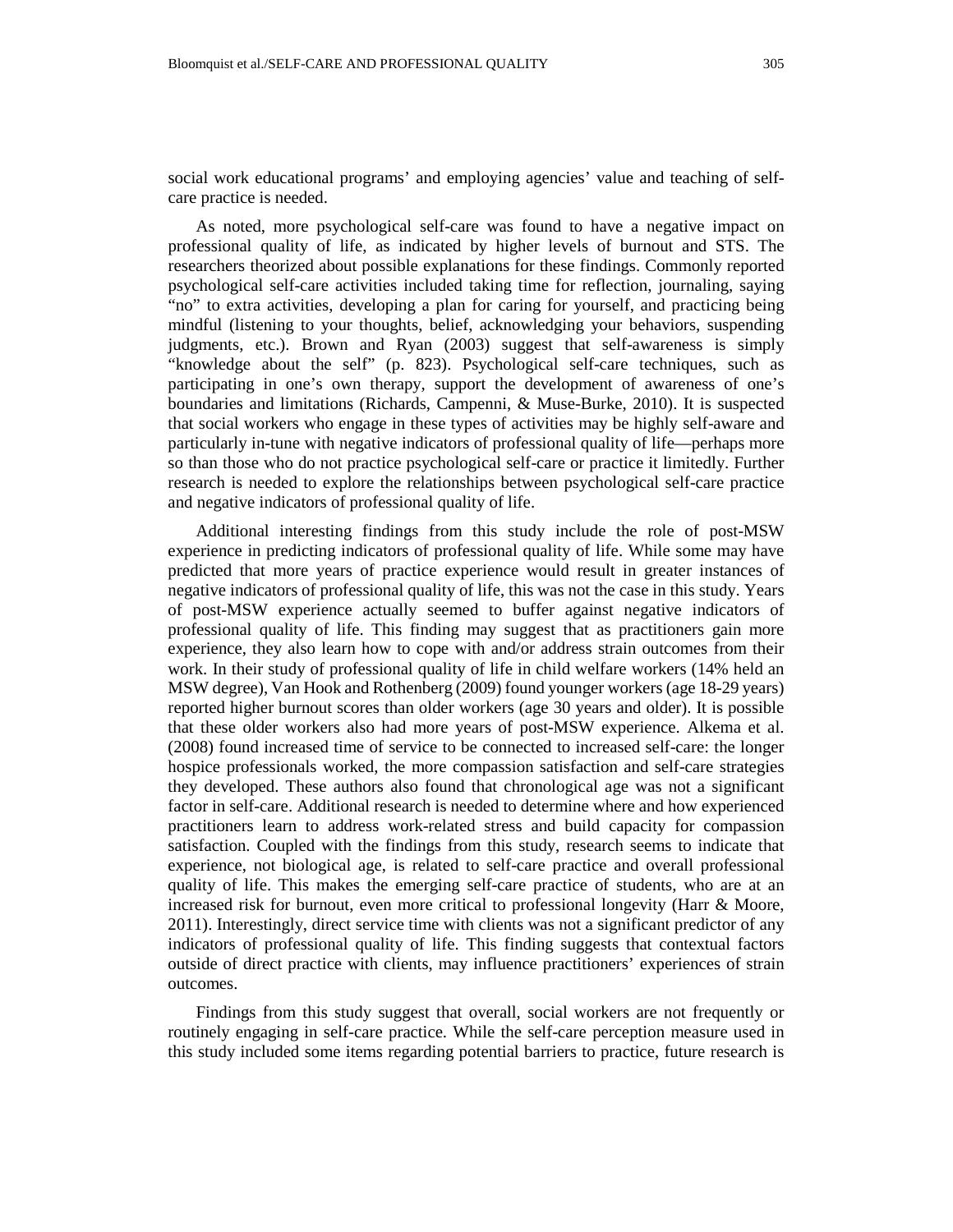social work educational programs' and employing agencies' value and teaching of self-care practice is needed.

As noted, more psychological self-care was found to have a negative impact on professional quality of life, as indicated by higher levels of burnout and STS. The researchers theorized about possible explanations for these findings. Commonly reported psychological self-care activities included taking time for reflection, journaling, saying "no" to extra activities, developing a plan for caring for yourself, and practicing being mindful (listening to your thoughts, belief, acknowledging your behaviors, suspending judgments, etc.). Brown and Ryan (2003) suggest that self-awareness is simply "knowledge about the self" (p. 823). Psychological self-care techniques, such as participating in one's own therapy, support the development of awareness of one's boundaries and limitations (Richards, Campenni, & Muse-Burke, 2010). It is suspected that social workers who engage in these types of activities may be highly self-aware and particularly in-tune with negative indicators of professional quality of life—perhaps more so than those who do not practice psychological self-care or practice it limitedly. Further research is needed to explore the relationships between psychological self-care practice and negative indicators of professional quality of life.

Additional interesting findings from this study include the role of post-MSW experience in predicting indicators of professional quality of life. While some may have predicted that more years of practice experience would result in greater instances of negative indicators of professional quality of life, this was not the case in this study. Years of post-MSW experience actually seemed to buffer against negative indicators of professional quality of life. This finding may suggest that as practitioners gain more experience, they also learn how to cope with and/or address strain outcomes from their work. In their study of professional quality of life in child welfare workers (14% held an MSW degree), Van Hook and Rothenberg (2009) found younger workers (age 18-29 years) reported higher burnout scores than older workers (age 30 years and older). It is possible that these older workers also had more years of post-MSW experience. Alkema et al. (2008) found increased time of service to be connected to increased self-care: the longer hospice professionals worked, the more compassion satisfaction and self-care strategies they developed. These authors also found that chronological age was not a significant factor in self-care. Additional research is needed to determine where and how experienced practitioners learn to address work-related stress and build capacity for compassion satisfaction. Coupled with the findings from this study, research seems to indicate that experience, not biological age, is related to self-care practice and overall professional quality of life. This makes the emerging self-care practice of students, who are at an increased risk for burnout, even more critical to professional longevity (Harr & Moore, 2011). Interestingly, direct service time with clients was not a significant predictor of any indicators of professional quality of life. This finding suggests that contextual factors outside of direct practice with clients, may influence practitioners' experiences of strain outcomes.

Findings from this study suggest that overall, social workers are not frequently or routinely engaging in self-care practice. While the self-care perception measure used in this study included some items regarding potential barriers to practice, future research is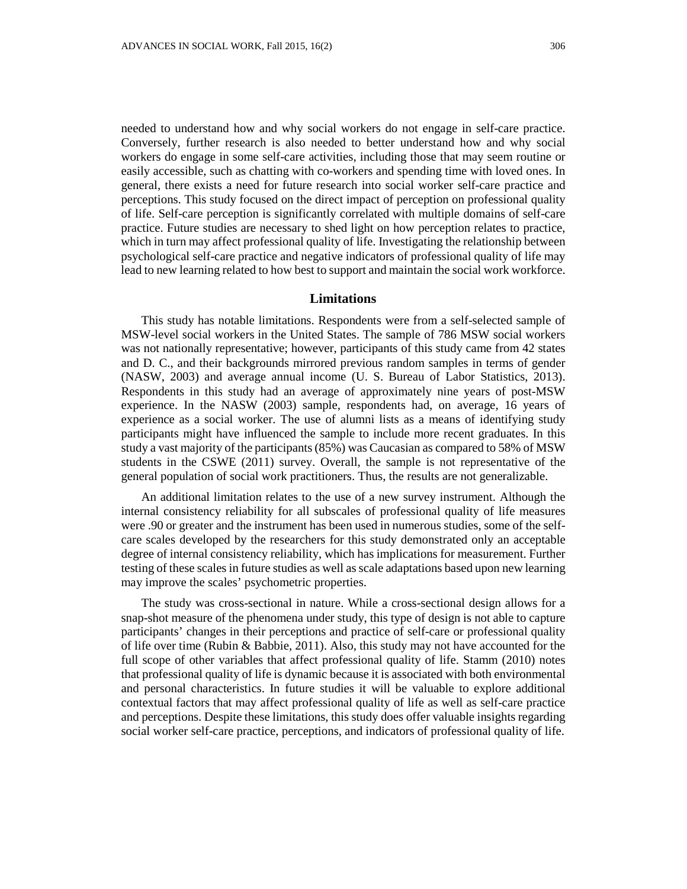needed to understand how and why social workers do not engage in self-care practice. Conversely, further research is also needed to better understand how and why social workers do engage in some self-care activities, including those that may seem routine or easily accessible, such as chatting with co-workers and spending time with loved ones. In general, there exists a need for future research into social worker self-care practice and perceptions. This study focused on the direct impact of perception on professional quality of life. Self-care perception is significantly correlated with multiple domains of self-care practice. Future studies are necessary to shed light on how perception relates to practice, which in turn may affect professional quality of life. Investigating the relationship between psychological self-care practice and negative indicators of professional quality of life may lead to new learning related to how best to support and maintain the social work workforce.

## Limitations

This study has notable limitations. Respondents were from a self-selected sample of MSW-level social workers in the United States. The sample of 786 MSW social workers was not nationally representative; however, participants of this study came from 42 states and D. C., and their backgrounds mirrored previous random samples in terms of gender (NASW, 2003) and average annual income (U. S. Bureau of Labor Statistics, 2013). Respondents in this study had an average of approximately nine years of post-MSW experience. In the NASW (2003) sample, respondents had, on average, 16 years of experience as a social worker. The use of alumni lists as a means of identifying study participants might have influenced the sample to include more recent graduates. In this study a vast majority of the participants (85%) was Caucasian as compared to 58% of MSW students in the CSWE (2011) survey. Overall, the sample is not representative of the general population of social work practitioners. Thus, the results are not generalizable.

An additional limitation relates to the use of a new survey instrument. Although the internal consistency reliability for all subscales of professional quality of life measures were .90 or greater and the instrument has been used in numerous studies, some of the self-care scales developed by the researchers for this study demonstrated only an acceptable degree of internal consistency reliability, which has implications for measurement. Further testing of these scales in future studies as well as scale adaptations based upon new learning may improve the scales' psychometric properties.

The study was cross-sectional in nature. While a cross-sectional design allows for a snap-shot measure of the phenomena under study, this type of design is not able to capture participants' changes in their perceptions and practice of self-care or professional quality of life over time (Rubin & Babbie, 2011). Also, this study may not have accounted for the full scope of other variables that affect professional quality of life. Stamm (2010) notes that professional quality of life is dynamic because it is associated with both environmental and personal characteristics. In future studies it will be valuable to explore additional contextual factors that may affect professional quality of life as well as self-care practice and perceptions. Despite these limitations, this study does offer valuable insights regarding social worker self-care practice, perceptions, and indicators of professional quality of life.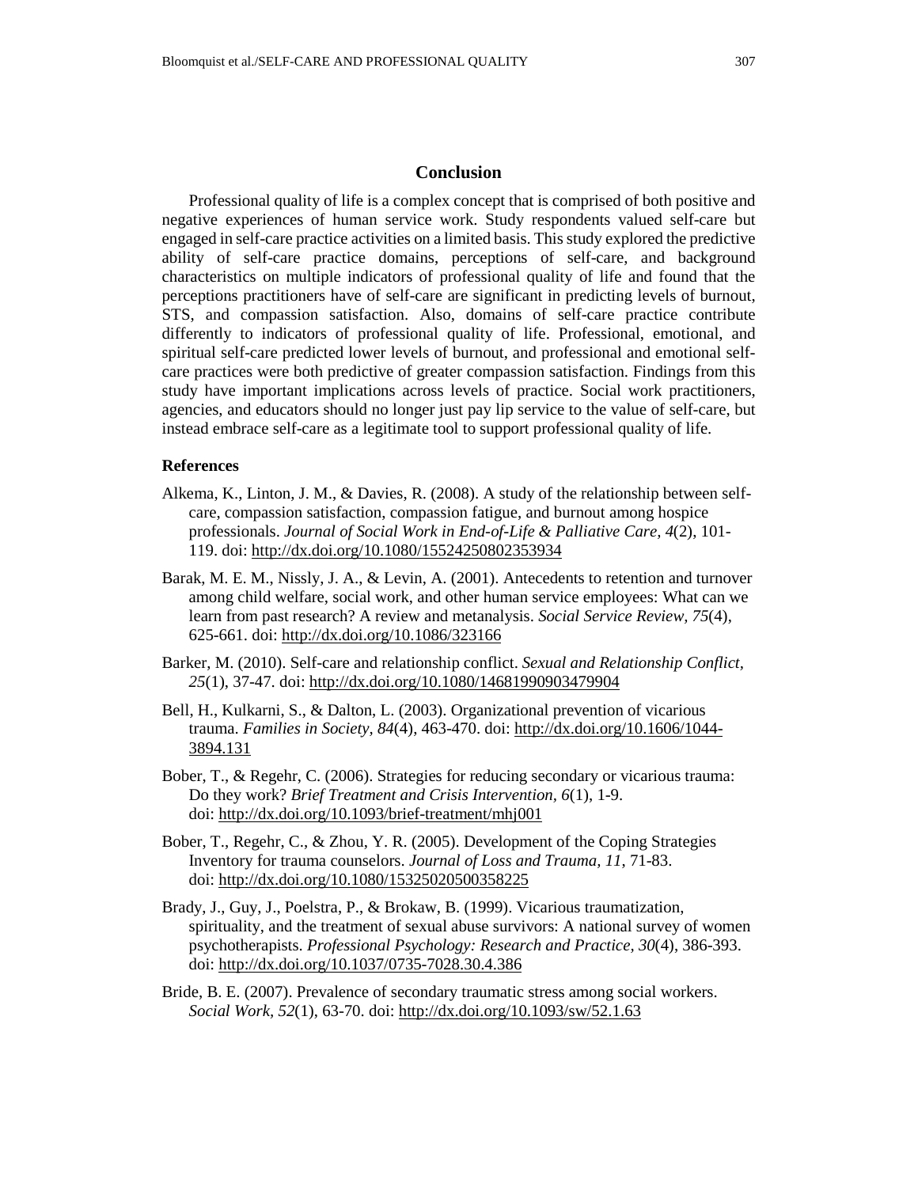## Conclusion

Professional quality of life is a complex concept that is comprised of both positive and negative experiences of human service work. Study respondents valued self-care but engaged in self-care practice activities on a limited basis. This study explored the predictive ability of self-care practice domains, perceptions of self-care, and background characteristics on multiple indicators of professional quality of life and found that the perceptions practitioners have of self-care are significant in predicting levels of burnout, STS, and compassion satisfaction. Also, domains of self-care practice contribute differently to indicators of professional quality of life. Professional, emotional, and spiritual self-care predicted lower levels of burnout, and professional and emotional self-care practices were both predictive of greater compassion satisfaction. Findings from this study have important implications across levels of practice. Social work practitioners, agencies, and educators should no longer just pay lip service to the value of self-care, but instead embrace self-care as a legitimate tool to support professional quality of life.

### References

Alkema, K., Linton, J. M., & Davies, R. (2008). A study of the relationship between self-care, compassion satisfaction, compassion fatigue, and burnout among hospice professionals. *Journal of Social Work in End-of-Life & Palliative Care, 4*(2), 101-119. doi: http://dx.doi.org/10.1080/15524250802353934

Barak, M. E. M., Nissly, J. A., & Levin, A. (2001). Antecedents to retention and turnover among child welfare, social work, and other human service employees: What can we learn from past research? A review and metanalysis. *Social Service Review, 75*(4), 625-661. doi: http://dx.doi.org/10.1086/323166

Barker, M. (2010). Self-care and relationship conflict. *Sexual and Relationship Conflict, 25*(1), 37-47. doi: http://dx.doi.org/10.1080/14681990903479904

Bell, H., Kulkarni, S., & Dalton, L. (2003). Organizational prevention of vicarious trauma. *Families in Society, 84*(4), 463-470. doi: http://dx.doi.org/10.1606/1044-3894.131

Bober, T., & Regehr, C. (2006). Strategies for reducing secondary or vicarious trauma: Do they work? *Brief Treatment and Crisis Intervention, 6*(1), 1-9. doi: http://dx.doi.org/10.1093/brief-treatment/mhj001

Bober, T., Regehr, C., & Zhou, Y. R. (2005). Development of the Coping Strategies Inventory for trauma counselors. *Journal of Loss and Trauma, 11*, 71-83. doi: http://dx.doi.org/10.1080/15325020500358225

Brady, J., Guy, J., Poelstra, P., & Brokaw, B. (1999). Vicarious traumatization, spirituality, and the treatment of sexual abuse survivors: A national survey of women psychotherapists. *Professional Psychology: Research and Practice, 30*(4), 386-393. doi: http://dx.doi.org/10.1037/0735-7028.30.4.386

Bride, B. E. (2007). Prevalence of secondary traumatic stress among social workers. *Social Work, 52*(1), 63-70. doi: http://dx.doi.org/10.1093/sw/52.1.63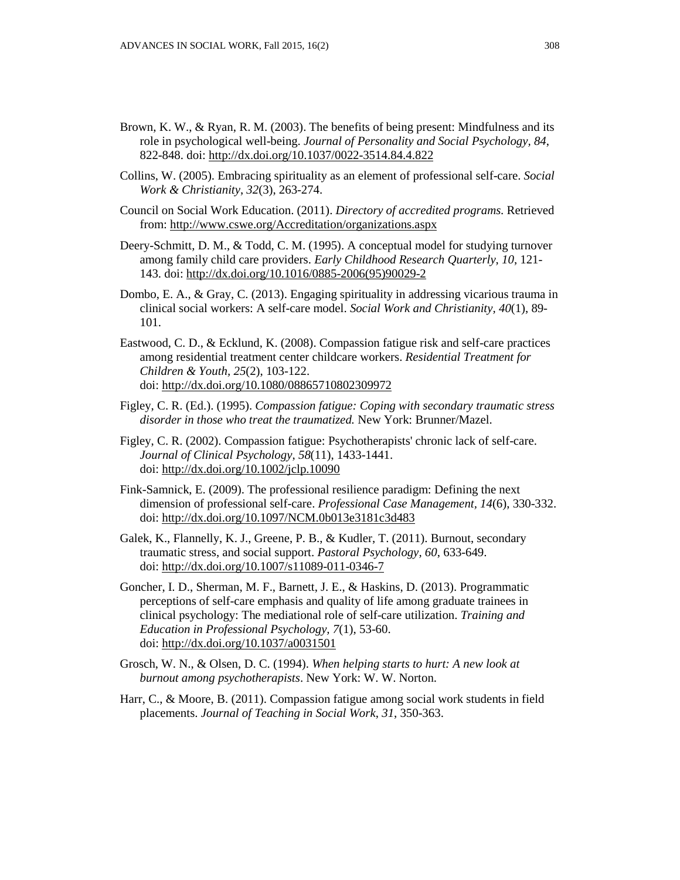Brown, K. W., & Ryan, R. M. (2003). The benefits of being present: Mindfulness and its role in psychological well-being. *Journal of Personality and Social Psychology, 84*, 822-848. doi: http://dx.doi.org/10.1037/0022-3514.84.4.822

Collins, W. (2005). Embracing spirituality as an element of professional self-care. *Social Work & Christianity*, *32*(3), 263-274.

Council on Social Work Education. (2011). *Directory of accredited programs.* Retrieved from: http://www.cswe.org/Accreditation/organizations.aspx

Deery-Schmitt, D. M., & Todd, C. M. (1995). A conceptual model for studying turnover among family child care providers. *Early Childhood Research Quarterly*, *10*, 121-143. doi: http://dx.doi.org/10.1016/0885-2006(95)90029-2

Dombo, E. A., & Gray, C. (2013). Engaging spirituality in addressing vicarious trauma in clinical social workers: A self-care model. *Social Work and Christianity, 40*(1), 89-101.

Eastwood, C. D., & Ecklund, K. (2008). Compassion fatigue risk and self-care practices among residential treatment center childcare workers. *Residential Treatment for Children & Youth*, *25*(2), 103-122. doi: http://dx.doi.org/10.1080/08865710802309972

Figley, C. R. (Ed.). (1995). *Compassion fatigue: Coping with secondary traumatic stress disorder in those who treat the traumatized.* New York: Brunner/Mazel.

Figley, C. R. (2002). Compassion fatigue: Psychotherapists' chronic lack of self-care. *Journal of Clinical Psychology*, *58*(11), 1433-1441. doi: http://dx.doi.org/10.1002/jclp.10090

Fink-Samnick, E. (2009). The professional resilience paradigm: Defining the next dimension of professional self-care. *Professional Case Management, 14*(6), 330-332. doi: http://dx.doi.org/10.1097/NCM.0b013e3181c3d483

Galek, K., Flannelly, K. J., Greene, P. B., & Kudler, T. (2011). Burnout, secondary traumatic stress, and social support. *Pastoral Psychology*, *60*, 633-649. doi: http://dx.doi.org/10.1007/s11089-011-0346-7

Goncher, I. D., Sherman, M. F., Barnett, J. E., & Haskins, D. (2013). Programmatic perceptions of self-care emphasis and quality of life among graduate trainees in clinical psychology: The mediational role of self-care utilization. *Training and Education in Professional Psychology, 7*(1), 53-60. doi: http://dx.doi.org/10.1037/a0031501

Grosch, W. N., & Olsen, D. C. (1994). *When helping starts to hurt: A new look at burnout among psychotherapists*. New York: W. W. Norton.

Harr, C., & Moore, B. (2011). Compassion fatigue among social work students in field placements. *Journal of Teaching in Social Work*, *31*, 350-363.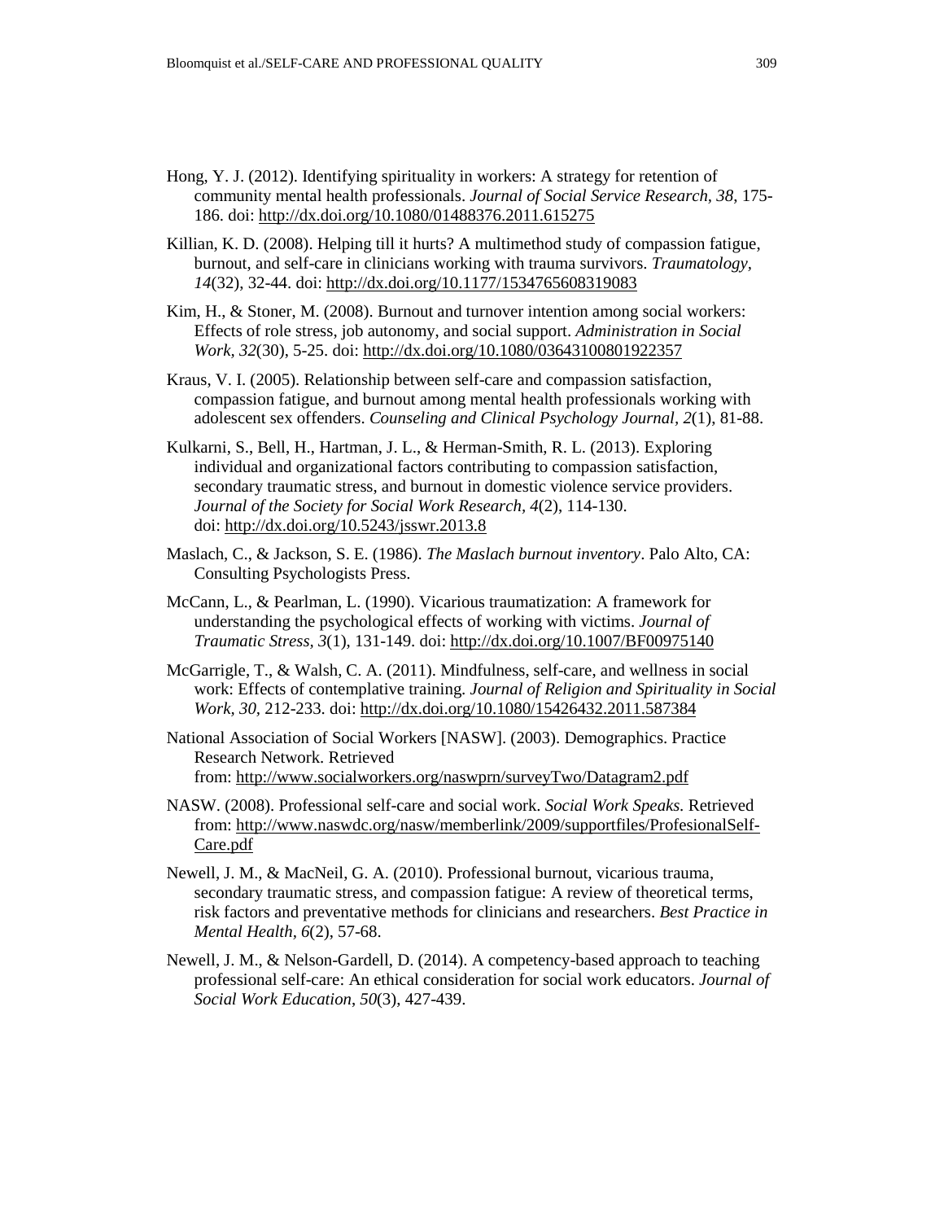Hong, Y. J. (2012). Identifying spirituality in workers: A strategy for retention of community mental health professionals. *Journal of Social Service Research, 38*, 175-186. doi: http://dx.doi.org/10.1080/01488376.2011.615275

Killian, K. D. (2008). Helping till it hurts? A multimethod study of compassion fatigue, burnout, and self-care in clinicians working with trauma survivors. *Traumatology, 14*(32), 32-44. doi: http://dx.doi.org/10.1177/1534765608319083

Kim, H., & Stoner, M. (2008). Burnout and turnover intention among social workers: Effects of role stress, job autonomy, and social support. *Administration in Social Work, 32*(30), 5-25. doi: http://dx.doi.org/10.1080/03643100801922357

Kraus, V. I. (2005). Relationship between self-care and compassion satisfaction, compassion fatigue, and burnout among mental health professionals working with adolescent sex offenders. *Counseling and Clinical Psychology Journal, 2*(1), 81-88.

Kulkarni, S., Bell, H., Hartman, J. L., & Herman-Smith, R. L. (2013). Exploring individual and organizational factors contributing to compassion satisfaction, secondary traumatic stress, and burnout in domestic violence service providers. *Journal of the Society for Social Work Research, 4*(2), 114-130. doi: http://dx.doi.org/10.5243/jsswr.2013.8

Maslach, C., & Jackson, S. E. (1986). *The Maslach burnout inventory*. Palo Alto, CA: Consulting Psychologists Press.

McCann, L., & Pearlman, L. (1990). Vicarious traumatization: A framework for understanding the psychological effects of working with victims. *Journal of Traumatic Stress, 3*(1), 131-149. doi: http://dx.doi.org/10.1007/BF00975140

McGarrigle, T., & Walsh, C. A. (2011). Mindfulness, self-care, and wellness in social work: Effects of contemplative training. *Journal of Religion and Spirituality in Social Work, 30*, 212-233. doi: http://dx.doi.org/10.1080/15426432.2011.587384

National Association of Social Workers [NASW]. (2003). Demographics. Practice Research Network. Retrieved from: http://www.socialworkers.org/naswprn/surveyTwo/Datagram2.pdf

NASW. (2008). Professional self-care and social work. *Social Work Speaks*. Retrieved from: http://www.naswdc.org/nasw/memberlink/2009/supportfiles/ProfesionalSelf-Care.pdf

Newell, J. M., & MacNeil, G. A. (2010). Professional burnout, vicarious trauma, secondary traumatic stress, and compassion fatigue: A review of theoretical terms, risk factors and preventative methods for clinicians and researchers. *Best Practice in Mental Health, 6*(2), 57-68.

Newell, J. M., & Nelson-Gardell, D. (2014). A competency-based approach to teaching professional self-care: An ethical consideration for social work educators. *Journal of Social Work Education, 50*(3), 427-439.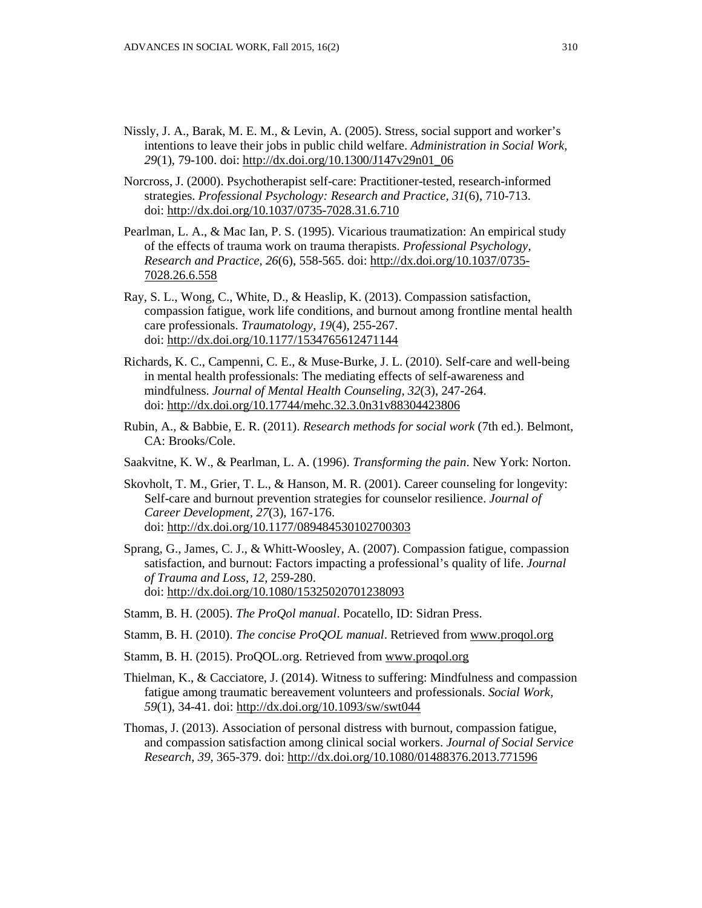Nissly, J. A., Barak, M. E. M., & Levin, A. (2005). Stress, social support and worker's intentions to leave their jobs in public child welfare. *Administration in Social Work, 29*(1), 79-100. doi: http://dx.doi.org/10.1300/J147v29n01_06

Norcross, J. (2000). Psychotherapist self-care: Practitioner-tested, research-informed strategies. *Professional Psychology: Research and Practice, 31*(6), 710-713. doi: http://dx.doi.org/10.1037/0735-7028.31.6.710

Pearlman, L. A., & Mac Ian, P. S. (1995). Vicarious traumatization: An empirical study of the effects of trauma work on trauma therapists. *Professional Psychology, Research and Practice, 26*(6), 558-565. doi: http://dx.doi.org/10.1037/0735-7028.26.6.558

Ray, S. L., Wong, C., White, D., & Heaslip, K. (2013). Compassion satisfaction, compassion fatigue, work life conditions, and burnout among frontline mental health care professionals. *Traumatology, 19*(4), 255-267. doi: http://dx.doi.org/10.1177/1534765612471144

Richards, K. C., Campenni, C. E., & Muse-Burke, J. L. (2010). Self-care and well-being in mental health professionals: The mediating effects of self-awareness and mindfulness. *Journal of Mental Health Counseling, 32*(3), 247-264. doi: http://dx.doi.org/10.17744/mehc.32.3.0n31v88304423806

Rubin, A., & Babbie, E. R. (2011). *Research methods for social work* (7th ed.). Belmont, CA: Brooks/Cole.

Saakvitne, K. W., & Pearlman, L. A. (1996). *Transforming the pain*. New York: Norton.

Skovholt, T. M., Grier, T. L., & Hanson, M. R. (2001). Career counseling for longevity: Self-care and burnout prevention strategies for counselor resilience. *Journal of Career Development, 27*(3), 167-176. doi: http://dx.doi.org/10.1177/089484530102700303

Sprang, G., James, C. J., & Whitt-Woosley, A. (2007). Compassion fatigue, compassion satisfaction, and burnout: Factors impacting a professional's quality of life. *Journal of Trauma and Loss, 12*, 259-280. doi: http://dx.doi.org/10.1080/15325020701238093

Stamm, B. H. (2005). *The ProQol manual*. Pocatello, ID: Sidran Press.

Stamm, B. H. (2010). *The concise ProQOL manual*. Retrieved from www.proqol.org

Stamm, B. H. (2015). ProQOL.org. Retrieved from www.proqol.org

Thielman, K., & Cacciatore, J. (2014). Witness to suffering: Mindfulness and compassion fatigue among traumatic bereavement volunteers and professionals. *Social Work, 59*(1), 34-41. doi: http://dx.doi.org/10.1093/sw/swt044

Thomas, J. (2013). Association of personal distress with burnout, compassion fatigue, and compassion satisfaction among clinical social workers. *Journal of Social Service Research, 39*, 365-379. doi: http://dx.doi.org/10.1080/01488376.2013.771596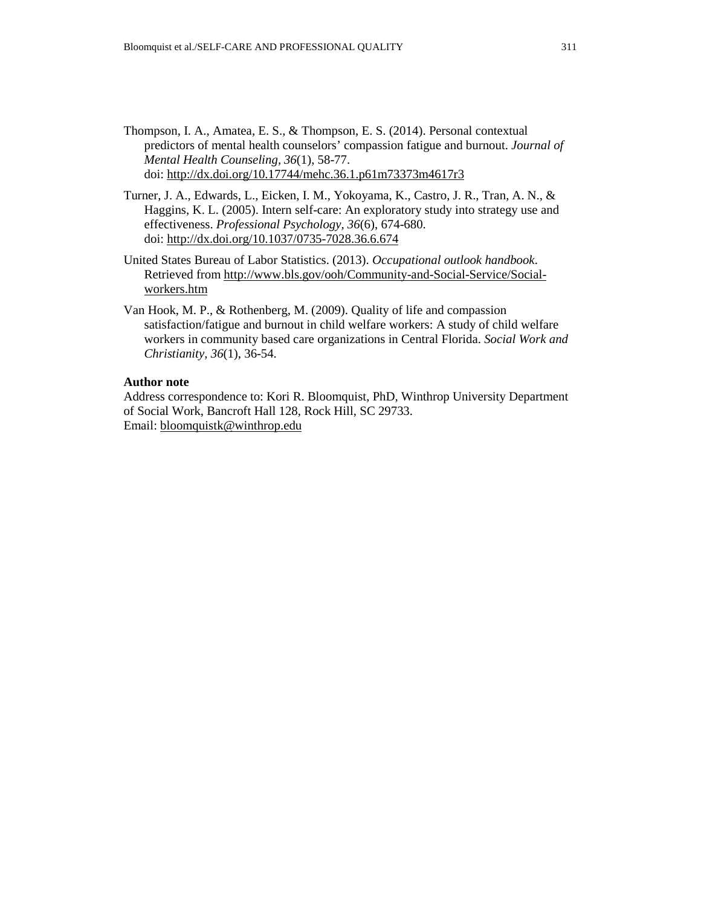Thompson, I. A., Amatea, E. S., & Thompson, E. S. (2014). Personal contextual predictors of mental health counselors' compassion fatigue and burnout. *Journal of Mental Health Counseling, 36*(1), 58-77. doi: http://dx.doi.org/10.17744/mehc.36.1.p61m73373m4617r3

Turner, J. A., Edwards, L., Eicken, I. M., Yokoyama, K., Castro, J. R., Tran, A. N., & Haggins, K. L. (2005). Intern self-care: An exploratory study into strategy use and effectiveness. *Professional Psychology, 36*(6), 674-680. doi: http://dx.doi.org/10.1037/0735-7028.36.6.674

United States Bureau of Labor Statistics. (2013). *Occupational outlook handbook*. Retrieved from http://www.bls.gov/ooh/Community-and-Social-Service/Social-workers.htm

Van Hook, M. P., & Rothenberg, M. (2009). Quality of life and compassion satisfaction/fatigue and burnout in child welfare workers: A study of child welfare workers in community based care organizations in Central Florida. *Social Work and Christianity, 36*(1), 36-54.

**Author note**

Address correspondence to: Kori R. Bloomquist, PhD, Winthrop University Department of Social Work, Bancroft Hall 128, Rock Hill, SC 29733.
Email: bloomquistk@winthrop.edu